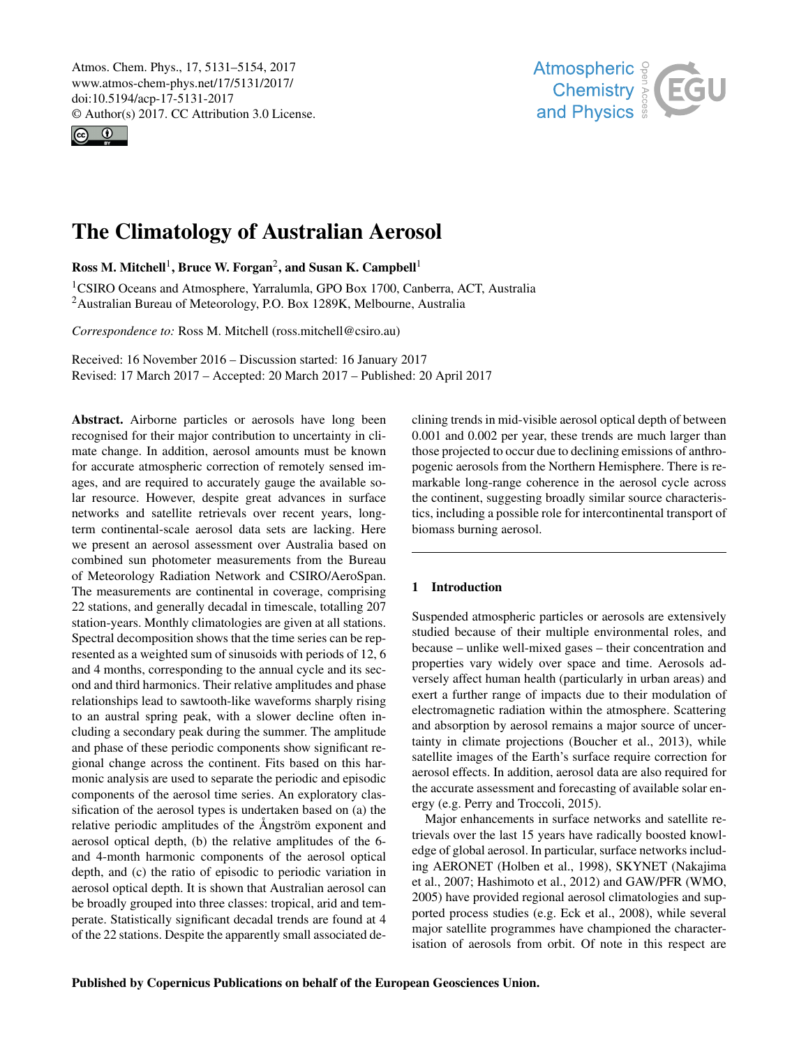# The Climatology of Australian Aerosol

**Ross M. Mitchell[1], Bruce W. Forgan[2], and Susan K. Campbell[1]**

[1]CSIRO Oceans and Atmosphere, Yarralumla, GPO Box 1700, Canberra, ACT, Australia
[2]Australian Bureau of Meteorology, P.O. Box 1289K, Melbourne, Australia

*Correspondence to:* Ross M. Mitchell (ross.mitchell@csiro.au)

Received: 16 November 2016 – Discussion started: 16 January 2017
Revised: 17 March 2017 – Accepted: 20 March 2017 – Published: 20 April 2017

**Abstract.** Airborne particles or aerosols have long been recognised for their major contribution to uncertainty in climate change. In addition, aerosol amounts must be known for accurate atmospheric correction of remotely sensed images, and are required to accurately gauge the available solar resource. However, despite great advances in surface networks and satellite retrievals over recent years, long-term continental-scale aerosol data sets are lacking. Here we present an aerosol assessment over Australia based on combined sun photometer measurements from the Bureau of Meteorology Radiation Network and CSIRO/AeroSpan. The measurements are continental in coverage, comprising 22 stations, and generally decadal in timescale, totalling 207 station-years. Monthly climatologies are given at all stations. Spectral decomposition shows that the time series can be represented as a weighted sum of sinusoids with periods of 12, 6 and 4 months, corresponding to the annual cycle and its second and third harmonics. Their relative amplitudes and phase relationships lead to sawtooth-like waveforms sharply rising to an austral spring peak, with a slower decline often including a secondary peak during the summer. The amplitude and phase of these periodic components show significant regional change across the continent. Fits based on this harmonic analysis are used to separate the periodic and episodic components of the aerosol time series. An exploratory classification of the aerosol types is undertaken based on (a) the relative periodic amplitudes of the Ångström exponent and aerosol optical depth, (b) the relative amplitudes of the 6- and 4-month harmonic components of the aerosol optical depth, and (c) the ratio of episodic to periodic variation in aerosol optical depth. It is shown that Australian aerosol can be broadly grouped into three classes: tropical, arid and temperate. Statistically significant decadal trends are found at 4 of the 22 stations. Despite the apparently small associated declining trends in mid-visible aerosol optical depth of between 0.001 and 0.002 per year, these trends are much larger than those projected to occur due to declining emissions of anthropogenic aerosols from the Northern Hemisphere. There is remarkable long-range coherence in the aerosol cycle across the continent, suggesting broadly similar source characteristics, including a possible role for intercontinental transport of biomass burning aerosol.

## 1 Introduction

Suspended atmospheric particles or aerosols are extensively studied because of their multiple environmental roles, and because – unlike well-mixed gases – their concentration and properties vary widely over space and time. Aerosols adversely affect human health (particularly in urban areas) and exert a further range of impacts due to their modulation of electromagnetic radiation within the atmosphere. Scattering and absorption by aerosol remains a major source of uncertainty in climate projections (Boucher et al., 2013), while satellite images of the Earth's surface require correction for aerosol effects. In addition, aerosol data are also required for the accurate assessment and forecasting of available solar energy (e.g. Perry and Troccoli, 2015).

Major enhancements in surface networks and satellite retrievals over the last 15 years have radically boosted knowledge of global aerosol. In particular, surface networks including AERONET (Holben et al., 1998), SKYNET (Nakajima et al., 2007; Hashimoto et al., 2012) and GAW/PFR (WMO, 2005) have provided regional aerosol climatologies and supported process studies (e.g. Eck et al., 2008), while several major satellite programmes have championed the characterisation of aerosols from orbit. Of note in this respect are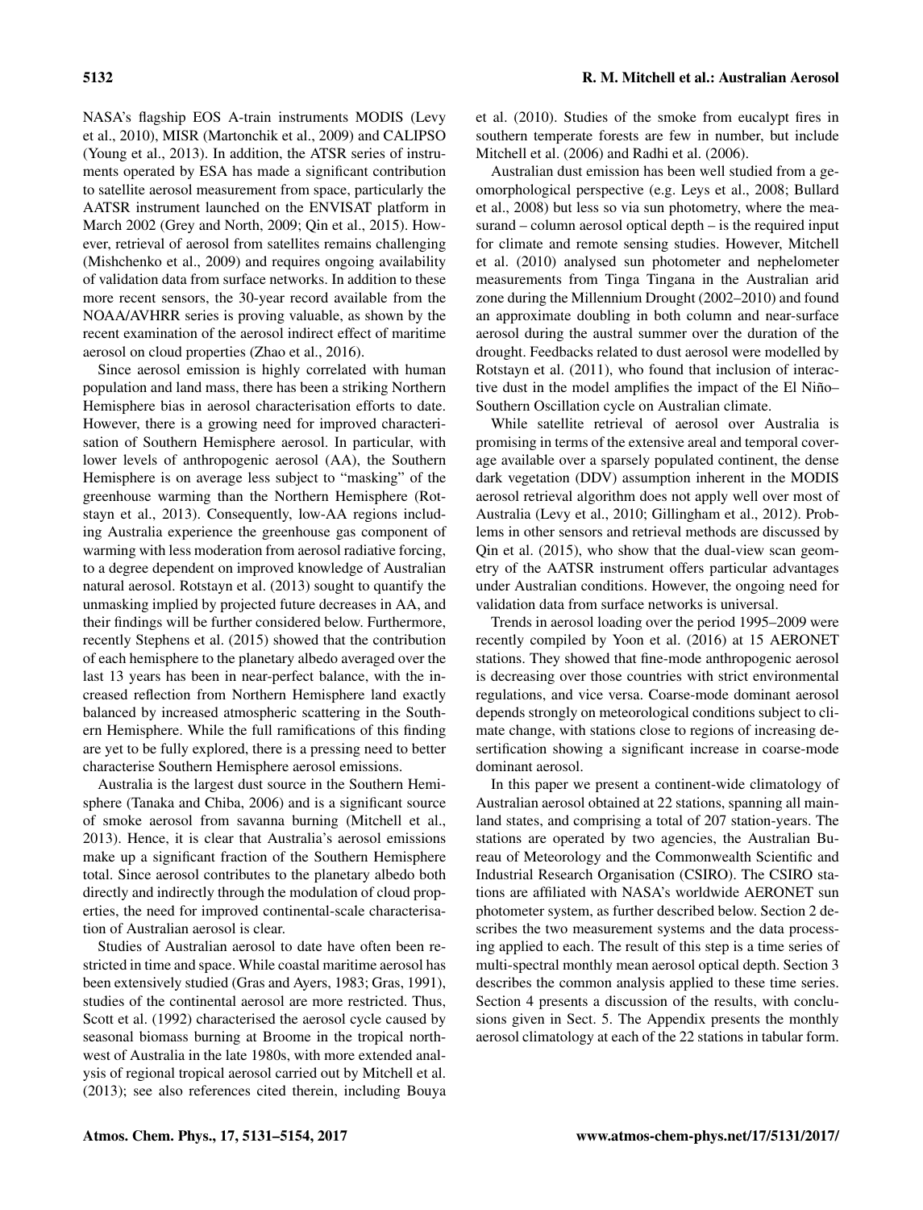NASA's flagship EOS A-train instruments MODIS (Levy et al., 2010), MISR (Martonchik et al., 2009) and CALIPSO (Young et al., 2013). In addition, the ATSR series of instruments operated by ESA has made a significant contribution to satellite aerosol measurement from space, particularly the AATSR instrument launched on the ENVISAT platform in March 2002 (Grey and North, 2009; Qin et al., 2015). However, retrieval of aerosol from satellites remains challenging (Mishchenko et al., 2009) and requires ongoing availability of validation data from surface networks. In addition to these more recent sensors, the 30-year record available from the NOAA/AVHRR series is proving valuable, as shown by the recent examination of the aerosol indirect effect of maritime aerosol on cloud properties (Zhao et al., 2016).

Since aerosol emission is highly correlated with human population and land mass, there has been a striking Northern Hemisphere bias in aerosol characterisation efforts to date. However, there is a growing need for improved characterisation of Southern Hemisphere aerosol. In particular, with lower levels of anthropogenic aerosol (AA), the Southern Hemisphere is on average less subject to "masking" of the greenhouse warming than the Northern Hemisphere (Rotstayn et al., 2013). Consequently, low-AA regions including Australia experience the greenhouse gas component of warming with less moderation from aerosol radiative forcing, to a degree dependent on improved knowledge of Australian natural aerosol. Rotstayn et al. (2013) sought to quantify the unmasking implied by projected future decreases in AA, and their findings will be further considered below. Furthermore, recently Stephens et al. (2015) showed that the contribution of each hemisphere to the planetary albedo averaged over the last 13 years has been in near-perfect balance, with the increased reflection from Northern Hemisphere land exactly balanced by increased atmospheric scattering in the Southern Hemisphere. While the full ramifications of this finding are yet to be fully explored, there is a pressing need to better characterise Southern Hemisphere aerosol emissions.

Australia is the largest dust source in the Southern Hemisphere (Tanaka and Chiba, 2006) and is a significant source of smoke aerosol from savanna burning (Mitchell et al., 2013). Hence, it is clear that Australia's aerosol emissions make up a significant fraction of the Southern Hemisphere total. Since aerosol contributes to the planetary albedo both directly and indirectly through the modulation of cloud properties, the need for improved continental-scale characterisation of Australian aerosol is clear.

Studies of Australian aerosol to date have often been restricted in time and space. While coastal maritime aerosol has been extensively studied (Gras and Ayers, 1983; Gras, 1991), studies of the continental aerosol are more restricted. Thus, Scott et al. (1992) characterised the aerosol cycle caused by seasonal biomass burning at Broome in the tropical northwest of Australia in the late 1980s, with more extended analysis of regional tropical aerosol carried out by Mitchell et al. (2013); see also references cited therein, including Bouya et al. (2010). Studies of the smoke from eucalypt fires in southern temperate forests are few in number, but include Mitchell et al. (2006) and Radhi et al. (2006).

Australian dust emission has been well studied from a geomorphological perspective (e.g. Leys et al., 2008; Bullard et al., 2008) but less so via sun photometry, where the measurand – column aerosol optical depth – is the required input for climate and remote sensing studies. However, Mitchell et al. (2010) analysed sun photometer and nephelometer measurements from Tinga Tingana in the Australian arid zone during the Millennium Drought (2002–2010) and found an approximate doubling in both column and near-surface aerosol during the austral summer over the duration of the drought. Feedbacks related to dust aerosol were modelled by Rotstayn et al. (2011), who found that inclusion of interactive dust in the model amplifies the impact of the El Niño–Southern Oscillation cycle on Australian climate.

While satellite retrieval of aerosol over Australia is promising in terms of the extensive areal and temporal coverage available over a sparsely populated continent, the dense dark vegetation (DDV) assumption inherent in the MODIS aerosol retrieval algorithm does not apply well over most of Australia (Levy et al., 2010; Gillingham et al., 2012). Problems in other sensors and retrieval methods are discussed by Qin et al. (2015), who show that the dual-view scan geometry of the AATSR instrument offers particular advantages under Australian conditions. However, the ongoing need for validation data from surface networks is universal.

Trends in aerosol loading over the period 1995–2009 were recently compiled by Yoon et al. (2016) at 15 AERONET stations. They showed that fine-mode anthropogenic aerosol is decreasing over those countries with strict environmental regulations, and vice versa. Coarse-mode dominant aerosol depends strongly on meteorological conditions subject to climate change, with stations close to regions of increasing desertification showing a significant increase in coarse-mode dominant aerosol.

In this paper we present a continent-wide climatology of Australian aerosol obtained at 22 stations, spanning all mainland states, and comprising a total of 207 station-years. The stations are operated by two agencies, the Australian Bureau of Meteorology and the Commonwealth Scientific and Industrial Research Organisation (CSIRO). The CSIRO stations are affiliated with NASA's worldwide AERONET sun photometer system, as further described below. Section 2 describes the two measurement systems and the data processing applied to each. The result of this step is a time series of multi-spectral monthly mean aerosol optical depth. Section 3 describes the common analysis applied to these time series. Section 4 presents a discussion of the results, with conclusions given in Sect. 5. The Appendix presents the monthly aerosol climatology at each of the 22 stations in tabular form.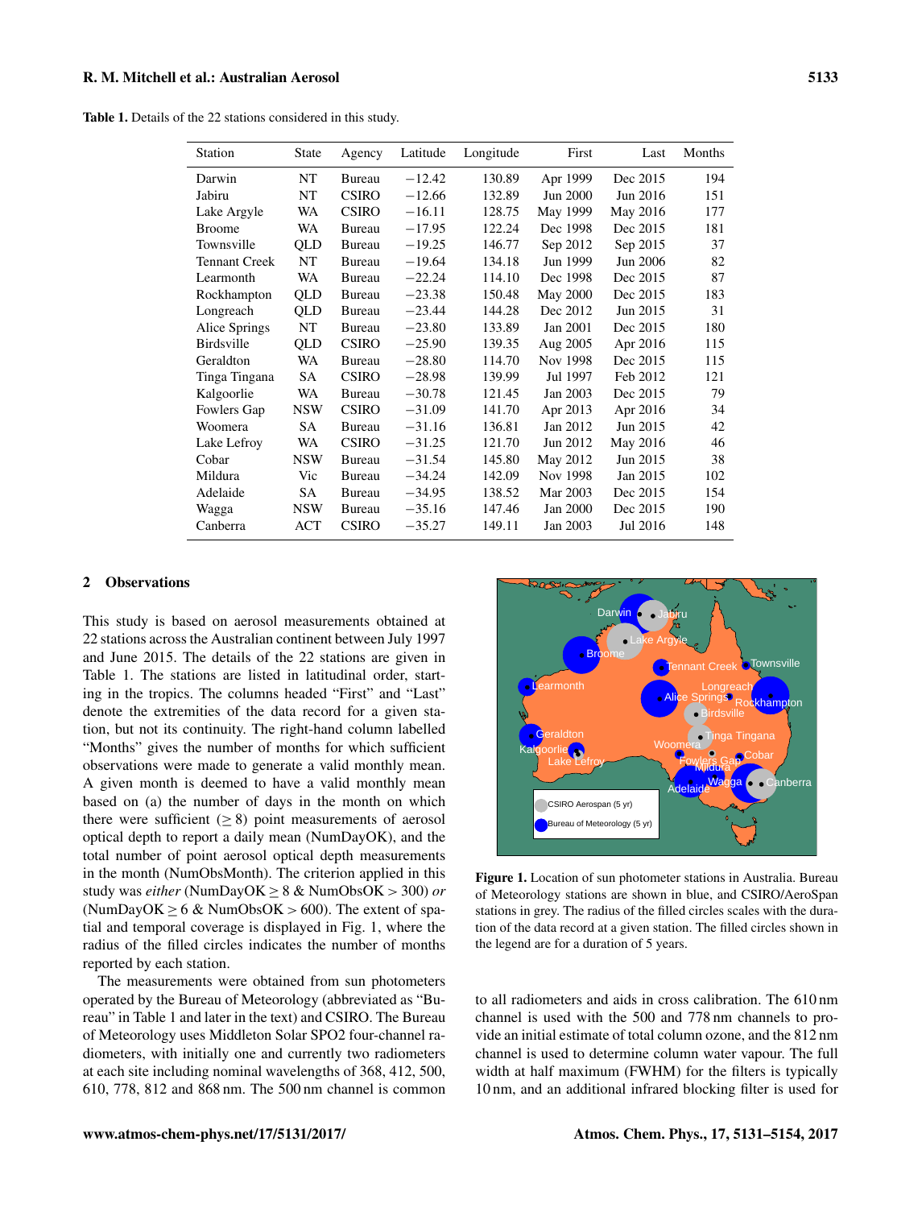**Table 1.** Details of the 22 stations considered in this study.

| Station | State | Agency | Latitude | Longitude | First | Last | Months |
|---|---|---|---|---|---|---|---|
| Darwin | NT | Bureau | −12.42 | 130.89 | Apr 1999 | Dec 2015 | 194 |
| Jabiru | NT | CSIRO | −12.66 | 132.89 | Jun 2000 | Jun 2016 | 151 |
| Lake Argyle | WA | CSIRO | −16.11 | 128.75 | May 1999 | May 2016 | 177 |
| Broome | WA | Bureau | −17.95 | 122.24 | Dec 1998 | Dec 2015 | 181 |
| Townsville | QLD | Bureau | −19.25 | 146.77 | Sep 2012 | Sep 2015 | 37 |
| Tennant Creek | NT | Bureau | −19.64 | 134.18 | Jun 1999 | Jun 2006 | 82 |
| Learmonth | WA | Bureau | −22.24 | 114.10 | Dec 1998 | Dec 2015 | 87 |
| Rockhampton | QLD | Bureau | −23.38 | 150.48 | May 2000 | Dec 2015 | 183 |
| Longreach | QLD | Bureau | −23.44 | 144.28 | Dec 2012 | Jun 2015 | 31 |
| Alice Springs | NT | Bureau | −23.80 | 133.89 | Jan 2001 | Dec 2015 | 180 |
| Birdsville | QLD | CSIRO | −25.90 | 139.35 | Aug 2005 | Apr 2016 | 115 |
| Geraldton | WA | Bureau | −28.80 | 114.70 | Nov 1998 | Dec 2015 | 115 |
| Tinga Tingana | SA | CSIRO | −28.98 | 139.99 | Jul 1997 | Feb 2012 | 121 |
| Kalgoorlie | WA | Bureau | −30.78 | 121.45 | Jan 2003 | Dec 2015 | 79 |
| Fowlers Gap | NSW | CSIRO | −31.09 | 141.70 | Apr 2013 | Apr 2016 | 34 |
| Woomera | SA | Bureau | −31.16 | 136.81 | Jan 2012 | Jun 2015 | 42 |
| Lake Lefroy | WA | CSIRO | −31.25 | 121.70 | Jun 2012 | May 2016 | 46 |
| Cobar | NSW | Bureau | −31.54 | 145.80 | May 2012 | Jun 2015 | 38 |
| Mildura | Vic | Bureau | −34.24 | 142.09 | Nov 1998 | Jan 2015 | 102 |
| Adelaide | SA | Bureau | −34.95 | 138.52 | Mar 2003 | Dec 2015 | 154 |
| Wagga | NSW | Bureau | −35.16 | 147.46 | Jan 2000 | Dec 2015 | 190 |
| Canberra | ACT | CSIRO | −35.27 | 149.11 | Jan 2003 | Jul 2016 | 148 |

## 2 Observations

This study is based on aerosol measurements obtained at 22 stations across the Australian continent between July 1997 and June 2015. The details of the 22 stations are given in Table 1. The stations are listed in latitudinal order, starting in the tropics. The columns headed "First" and "Last" denote the extremities of the data record for a given station, but not its continuity. The right-hand column labelled "Months" gives the number of months for which sufficient observations were made to generate a valid monthly mean. A given month is deemed to have a valid monthly mean based on (a) the number of days in the month on which there were sufficient ($\geq 8$) point measurements of aerosol optical depth to report a daily mean (NumDayOK), and the total number of point aerosol optical depth measurements in the month (NumObsMonth). The criterion applied in this study was *either* (NumDayOK $\geq 8$ & NumObsOK $> 300$) *or* (NumDayOK $\geq 6$ & NumObsOK $> 600$). The extent of spatial and temporal coverage is displayed in Fig. 1, where the radius of the filled circles indicates the number of months reported by each station.

**Figure 1.** Location of sun photometer stations in Australia. Bureau of Meteorology stations are shown in blue, and CSIRO/AeroSpan stations in grey. The radius of the filled circles scales with the duration of the data record at a given station. The filled circles shown in the legend are for a duration of 5 years.

The measurements were obtained from sun photometers operated by the Bureau of Meteorology (abbreviated as "Bureau" in Table 1 and later in the text) and CSIRO. The Bureau of Meteorology uses Middleton Solar SPO2 four-channel radiometers, with initially one and currently two radiometers at each site including nominal wavelengths of 368, 412, 500, 610, 778, 812 and 868 nm. The 500 nm channel is common to all radiometers and aids in cross calibration. The 610 nm channel is used with the 500 and 778 nm channels to provide an initial estimate of total column ozone, and the 812 nm channel is used to determine column water vapour. The full width at half maximum (FWHM) for the filters is typically 10 nm, and an additional infrared blocking filter is used for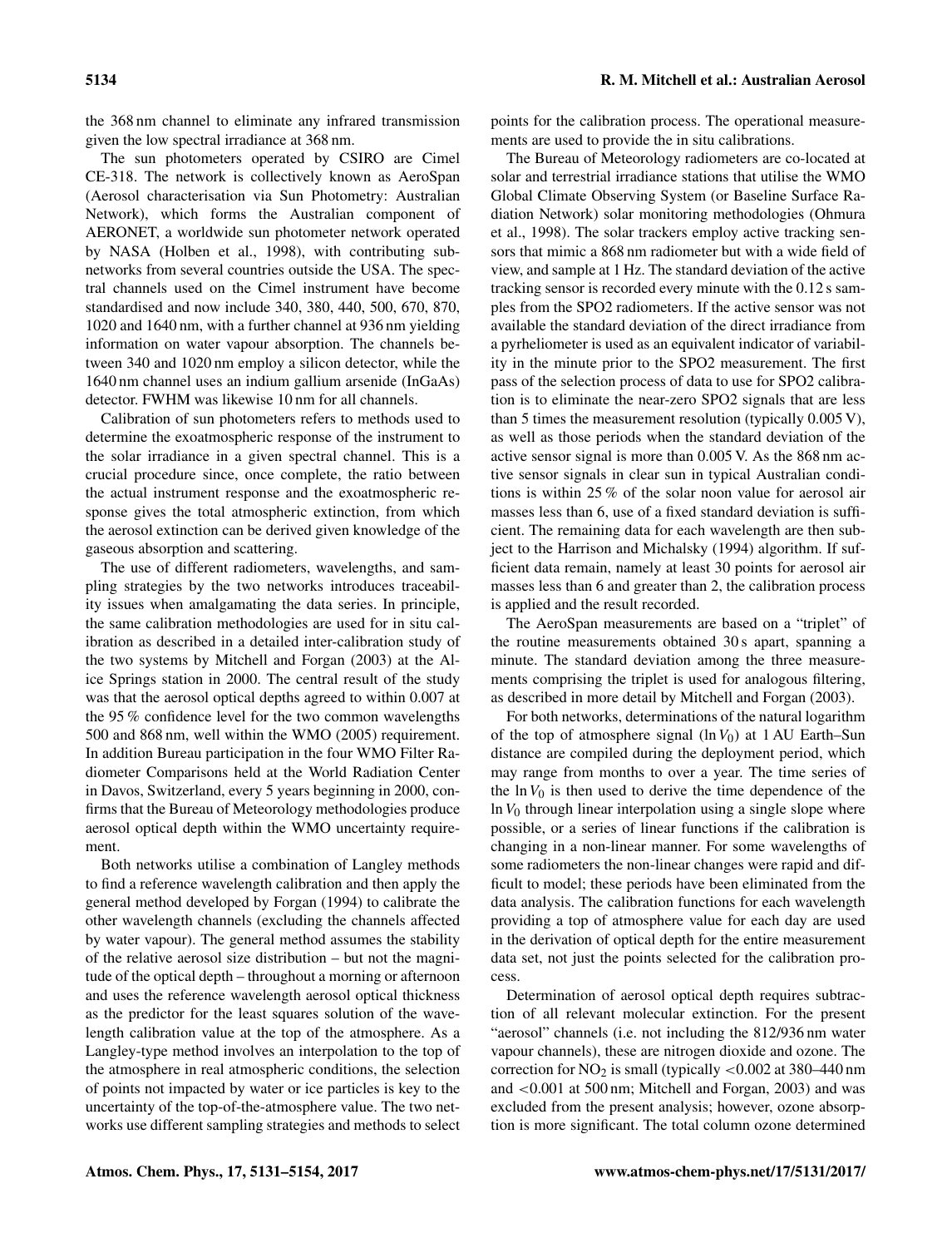the 368 nm channel to eliminate any infrared transmission given the low spectral irradiance at 368 nm.

The sun photometers operated by CSIRO are Cimel CE-318. The network is collectively known as AeroSpan (Aerosol characterisation via Sun Photometry: Australian Network), which forms the Australian component of AERONET, a worldwide sun photometer network operated by NASA (Holben et al., 1998), with contributing subnetworks from several countries outside the USA. The spectral channels used on the Cimel instrument have become standardised and now include 340, 380, 440, 500, 670, 870, 1020 and 1640 nm, with a further channel at 936 nm yielding information on water vapour absorption. The channels between 340 and 1020 nm employ a silicon detector, while the 1640 nm channel uses an indium gallium arsenide (InGaAs) detector. FWHM was likewise 10 nm for all channels.

Calibration of sun photometers refers to methods used to determine the exoatmospheric response of the instrument to the solar irradiance in a given spectral channel. This is a crucial procedure since, once complete, the ratio between the actual instrument response and the exoatmospheric response gives the total atmospheric extinction, from which the aerosol extinction can be derived given knowledge of the gaseous absorption and scattering.

The use of different radiometers, wavelengths, and sampling strategies by the two networks introduces traceability issues when amalgamating the data series. In principle, the same calibration methodologies are used for in situ calibration as described in a detailed inter-calibration study of the two systems by Mitchell and Forgan (2003) at the Alice Springs station in 2000. The central result of the study was that the aerosol optical depths agreed to within 0.007 at the 95 % confidence level for the two common wavelengths 500 and 868 nm, well within the WMO (2005) requirement. In addition Bureau participation in the four WMO Filter Radiometer Comparisons held at the World Radiation Center in Davos, Switzerland, every 5 years beginning in 2000, confirms that the Bureau of Meteorology methodologies produce aerosol optical depth within the WMO uncertainty requirement.

Both networks utilise a combination of Langley methods to find a reference wavelength calibration and then apply the general method developed by Forgan (1994) to calibrate the other wavelength channels (excluding the channels affected by water vapour). The general method assumes the stability of the relative aerosol size distribution – but not the magnitude of the optical depth – throughout a morning or afternoon and uses the reference wavelength aerosol optical thickness as the predictor for the least squares solution of the wavelength calibration value at the top of the atmosphere. As a Langley-type method involves an interpolation to the top of the atmosphere in real atmospheric conditions, the selection of points not impacted by water or ice particles is key to the uncertainty of the top-of-the-atmosphere value. The two networks use different sampling strategies and methods to select points for the calibration process. The operational measurements are used to provide the in situ calibrations.

The Bureau of Meteorology radiometers are co-located at solar and terrestrial irradiance stations that utilise the WMO Global Climate Observing System (or Baseline Surface Radiation Network) solar monitoring methodologies (Ohmura et al., 1998). The solar trackers employ active tracking sensors that mimic a 868 nm radiometer but with a wide field of view, and sample at 1 Hz. The standard deviation of the active tracking sensor is recorded every minute with the 0.12 s samples from the SPO2 radiometers. If the active sensor was not available the standard deviation of the direct irradiance from a pyrheliometer is used as an equivalent indicator of variability in the minute prior to the SPO2 measurement. The first pass of the selection process of data to use for SPO2 calibration is to eliminate the near-zero SPO2 signals that are less than 5 times the measurement resolution (typically 0.005 V), as well as those periods when the standard deviation of the active sensor signal is more than 0.005 V. As the 868 nm active sensor signals in clear sun in typical Australian conditions is within 25 % of the solar noon value for aerosol air masses less than 6, use of a fixed standard deviation is sufficient. The remaining data for each wavelength are then subject to the Harrison and Michalsky (1994) algorithm. If sufficient data remain, namely at least 30 points for aerosol air masses less than 6 and greater than 2, the calibration process is applied and the result recorded.

The AeroSpan measurements are based on a "triplet" of the routine measurements obtained 30 s apart, spanning a minute. The standard deviation among the three measurements comprising the triplet is used for analogous filtering, as described in more detail by Mitchell and Forgan (2003).

For both networks, determinations of the natural logarithm of the top of atmosphere signal ($\ln V_0$) at 1 AU Earth–Sun distance are compiled during the deployment period, which may range from months to over a year. The time series of the $\ln V_0$ is then used to derive the time dependence of the $\ln V_0$ through linear interpolation using a single slope where possible, or a series of linear functions if the calibration is changing in a non-linear manner. For some wavelengths of some radiometers the non-linear changes were rapid and difficult to model; these periods have been eliminated from the data analysis. The calibration functions for each wavelength providing a top of atmosphere value for each day are used in the derivation of optical depth for the entire measurement data set, not just the points selected for the calibration process.

Determination of aerosol optical depth requires subtraction of all relevant molecular extinction. For the present "aerosol" channels (i.e. not including the 812/936 nm water vapour channels), these are nitrogen dioxide and ozone. The correction for $NO_2$ is small (typically $<0.002$ at 380–440 nm and $<0.001$ at 500 nm; Mitchell and Forgan, 2003) and was excluded from the present analysis; however, ozone absorption is more significant. The total column ozone determined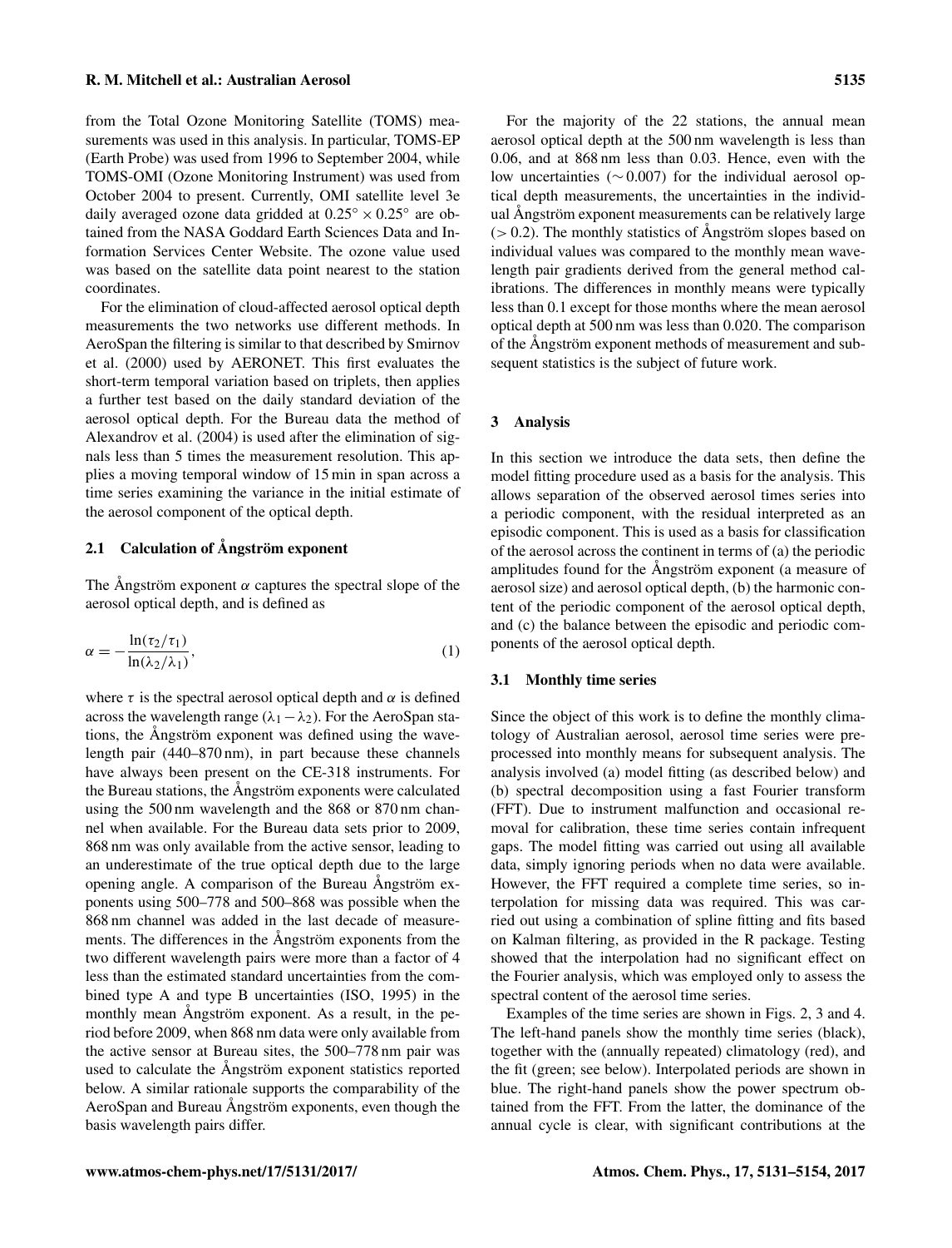from the Total Ozone Monitoring Satellite (TOMS) measurements was used in this analysis. In particular, TOMS-EP (Earth Probe) was used from 1996 to September 2004, while TOMS-OMI (Ozone Monitoring Instrument) was used from October 2004 to present. Currently, OMI satellite level 3e daily averaged ozone data gridded at $0.25^{\circ} \times 0.25^{\circ}$ are obtained from the NASA Goddard Earth Sciences Data and Information Services Center Website. The ozone value used was based on the satellite data point nearest to the station coordinates.

For the elimination of cloud-affected aerosol optical depth measurements the two networks use different methods. In AeroSpan the filtering is similar to that described by Smirnov et al. (2000) used by AERONET. This first evaluates the short-term temporal variation based on triplets, then applies a further test based on the daily standard deviation of the aerosol optical depth. For the Bureau data the method of Alexandrov et al. (2004) is used after the elimination of signals less than 5 times the measurement resolution. This applies a moving temporal window of 15 min in span across a time series examining the variance in the initial estimate of the aerosol component of the optical depth.

### 2.1 Calculation of Ångström exponent

The Ångström exponent $\alpha$ captures the spectral slope of the aerosol optical depth, and is defined as

$$\alpha = -\frac{\ln(\tau_2/\tau_1)}{\ln(\lambda_2/\lambda_1)}, \tag{1}$$

where $\tau$ is the spectral aerosol optical depth and $\alpha$ is defined across the wavelength range ($\lambda_1 - \lambda_2$). For the AeroSpan stations, the Ångström exponent was defined using the wavelength pair (440–870 nm), in part because these channels have always been present on the CE-318 instruments. For the Bureau stations, the Ångström exponents were calculated using the 500 nm wavelength and the 868 or 870 nm channel when available. For the Bureau data sets prior to 2009, 868 nm was only available from the active sensor, leading to an underestimate of the true optical depth due to the large opening angle. A comparison of the Bureau Ångström exponents using 500–778 and 500–868 was possible when the 868 nm channel was added in the last decade of measurements. The differences in the Ångström exponents from the two different wavelength pairs were more than a factor of 4 less than the estimated standard uncertainties from the combined type A and type B uncertainties (ISO, 1995) in the monthly mean Ångström exponent. As a result, in the period before 2009, when 868 nm data were only available from the active sensor at Bureau sites, the 500–778 nm pair was used to calculate the Ångström exponent statistics reported below. A similar rationale supports the comparability of the AeroSpan and Bureau Ångström exponents, even though the basis wavelength pairs differ.

For the majority of the 22 stations, the annual mean aerosol optical depth at the 500 nm wavelength is less than 0.06, and at 868 nm less than 0.03. Hence, even with the low uncertainties ($\sim 0.007$) for the individual aerosol optical depth measurements, the uncertainties in the individual Ångström exponent measurements can be relatively large ($> 0.2$). The monthly statistics of Ångström slopes based on individual values was compared to the monthly mean wavelength pair gradients derived from the general method calibrations. The differences in monthly means were typically less than 0.1 except for those months where the mean aerosol optical depth at 500 nm was less than 0.020. The comparison of the Ångström exponent methods of measurement and subsequent statistics is the subject of future work.

## 3 Analysis

In this section we introduce the data sets, then define the model fitting procedure used as a basis for the analysis. This allows separation of the observed aerosol times series into a periodic component, with the residual interpreted as an episodic component. This is used as a basis for classification of the aerosol across the continent in terms of (a) the periodic amplitudes found for the Ångström exponent (a measure of aerosol size) and aerosol optical depth, (b) the harmonic content of the periodic component of the aerosol optical depth, and (c) the balance between the episodic and periodic components of the aerosol optical depth.

### 3.1 Monthly time series

Since the object of this work is to define the monthly climatology of Australian aerosol, aerosol time series were preprocessed into monthly means for subsequent analysis. The analysis involved (a) model fitting (as described below) and (b) spectral decomposition using a fast Fourier transform (FFT). Due to instrument malfunction and occasional removal for calibration, these time series contain infrequent gaps. The model fitting was carried out using all available data, simply ignoring periods when no data were available. However, the FFT required a complete time series, so interpolation for missing data was required. This was carried out using a combination of spline fitting and fits based on Kalman filtering, as provided in the R package. Testing showed that the interpolation had no significant effect on the Fourier analysis, which was employed only to assess the spectral content of the aerosol time series.

Examples of the time series are shown in Figs. 2, 3 and 4. The left-hand panels show the monthly time series (black), together with the (annually repeated) climatology (red), and the fit (green; see below). Interpolated periods are shown in blue. The right-hand panels show the power spectrum obtained from the FFT. From the latter, the dominance of the annual cycle is clear, with significant contributions at the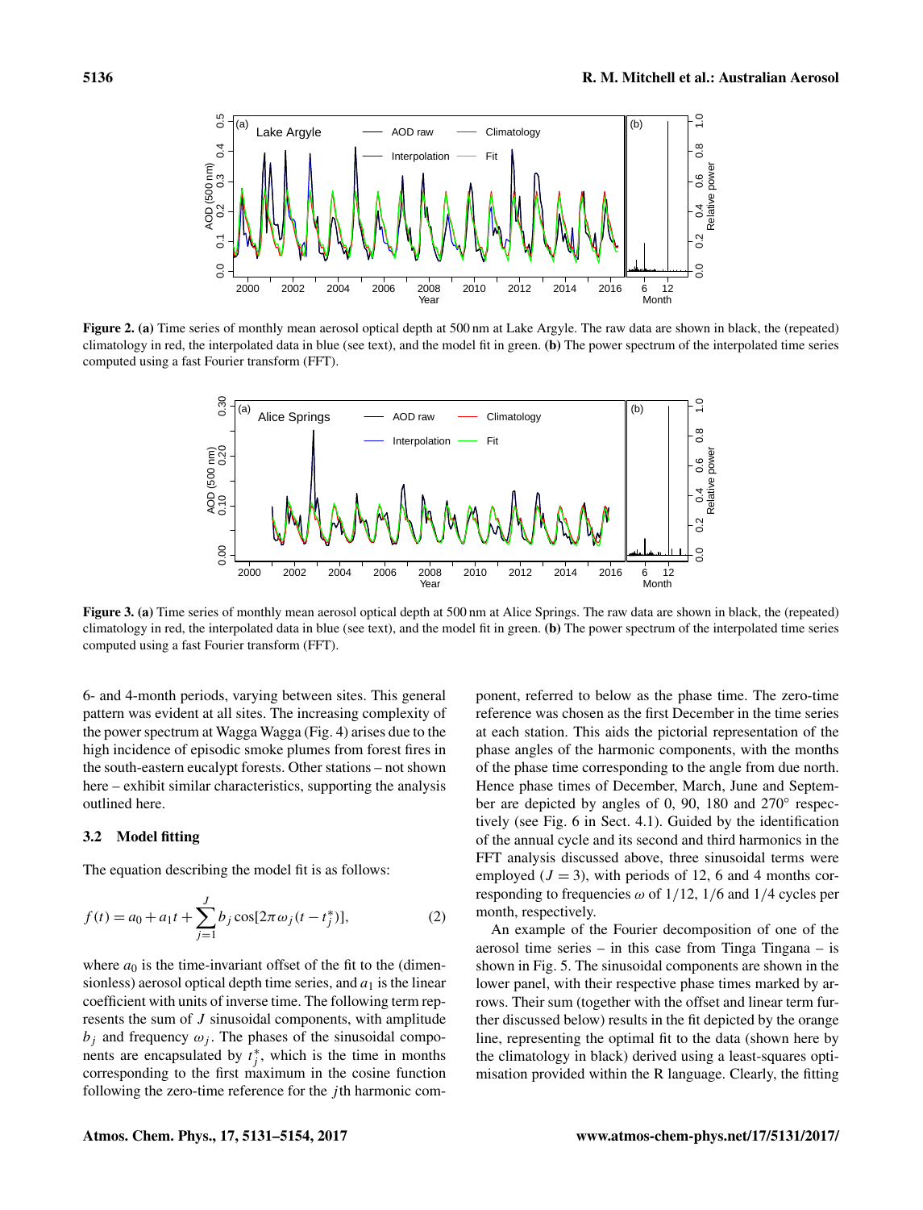Figure 2. **(a)** Time series of monthly mean aerosol optical depth at 500 nm at Lake Argyle. The raw data are shown in black, the (repeated) climatology in red, the interpolated data in blue (see text), and the model fit in green. **(b)** The power spectrum of the interpolated time series computed using a fast Fourier transform (FFT).

Figure 3. **(a)** Time series of monthly mean aerosol optical depth at 500 nm at Alice Springs. The raw data are shown in black, the (repeated) climatology in red, the interpolated data in blue (see text), and the model fit in green. **(b)** The power spectrum of the interpolated time series computed using a fast Fourier transform (FFT).

6- and 4-month periods, varying between sites. This general pattern was evident at all sites. The increasing complexity of the power spectrum at Wagga Wagga (Fig. 4) arises due to the high incidence of episodic smoke plumes from forest fires in the south-eastern eucalypt forests. Other stations – not shown here – exhibit similar characteristics, supporting the analysis outlined here.

### 3.2 Model fitting

The equation describing the model fit is as follows:

$$f(t) = a_0 + a_1 t + \sum_{j=1}^{J} b_j \cos[2\pi\omega_j (t - t_j^*)], \tag{2}$$

where $a_0$ is the time-invariant offset of the fit to the (dimensionless) aerosol optical depth time series, and $a_1$ is the linear coefficient with units of inverse time. The following term represents the sum of $J$ sinusoidal components, with amplitude $b_j$ and frequency $\omega_j$. The phases of the sinusoidal components are encapsulated by $t_j^*$, which is the time in months corresponding to the first maximum in the cosine function following the zero-time reference for the $j$th harmonic component, referred to below as the phase time. The zero-time reference was chosen as the first December in the time series at each station. This aids the pictorial representation of the phase angles of the harmonic components, with the months of the phase time corresponding to the angle from due north. Hence phase times of December, March, June and September are depicted by angles of 0, 90, 180 and 270° respectively (see Fig. 6 in Sect. 4.1). Guided by the identification of the annual cycle and its second and third harmonics in the FFT analysis discussed above, three sinusoidal terms were employed ($J = 3$), with periods of 12, 6 and 4 months corresponding to frequencies $\omega$ of 1/12, 1/6 and 1/4 cycles per month, respectively.

An example of the Fourier decomposition of one of the aerosol time series – in this case from Tinga Tingana – is shown in Fig. 5. The sinusoidal components are shown in the lower panel, with their respective phase times marked by arrows. Their sum (together with the offset and linear term further discussed below) results in the fit depicted by the orange line, representing the optimal fit to the data (shown here by the climatology in black) derived using a least-squares optimisation provided within the R language. Clearly, the fitting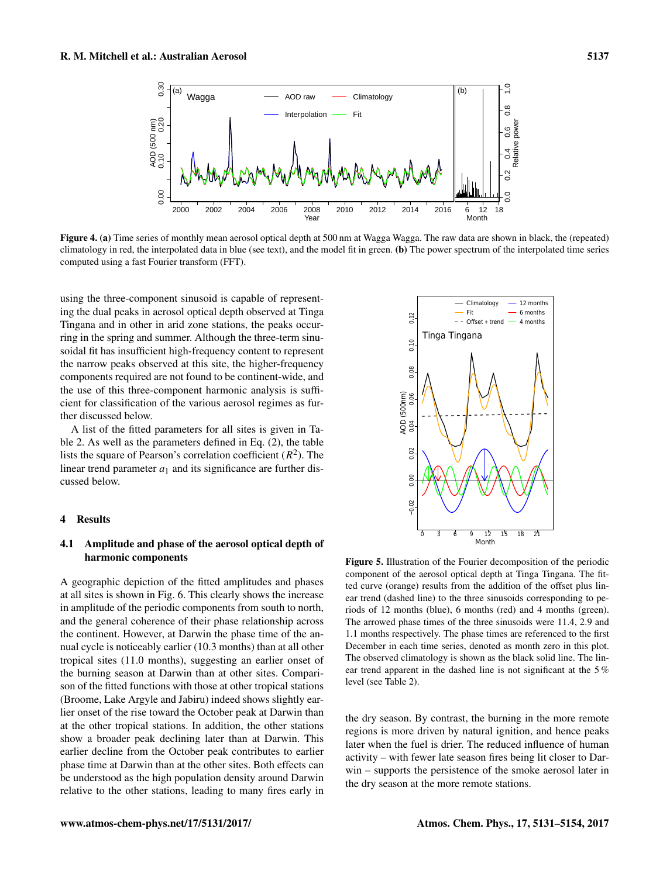**Figure 4.** **(a)** Time series of monthly mean aerosol optical depth at 500 nm at Wagga Wagga. The raw data are shown in black, the (repeated) climatology in red, the interpolated data in blue (see text), and the model fit in green. **(b)** The power spectrum of the interpolated time series computed using a fast Fourier transform (FFT).

using the three-component sinusoid is capable of representing the dual peaks in aerosol optical depth observed at Tinga Tingana and in other in arid zone stations, the peaks occurring in the spring and summer. Although the three-term sinusoidal fit has insufficient high-frequency content to represent the narrow peaks observed at this site, the higher-frequency components required are not found to be continent-wide, and the use of this three-component harmonic analysis is sufficient for classification of the various aerosol regimes as further discussed below.

A list of the fitted parameters for all sites is given in Table 2. As well as the parameters defined in Eq. (2), the table lists the square of Pearson's correlation coefficient ($R^2$). The linear trend parameter $a_1$ and its significance are further discussed below.

## 4 Results

### 4.1 Amplitude and phase of the aerosol optical depth of harmonic components

A geographic depiction of the fitted amplitudes and phases at all sites is shown in Fig. 6. This clearly shows the increase in amplitude of the periodic components from south to north, and the general coherence of their phase relationship across the continent. However, at Darwin the phase time of the annual cycle is noticeably earlier (10.3 months) than at all other tropical sites (11.0 months), suggesting an earlier onset of the burning season at Darwin than at other sites. Comparison of the fitted functions with those at other tropical stations (Broome, Lake Argyle and Jabiru) indeed shows slightly earlier onset of the rise toward the October peak at Darwin than at the other tropical stations. In addition, the other stations show a broader peak declining later than at Darwin. This earlier decline from the October peak contributes to earlier phase time at Darwin than at the other sites. Both effects can be understood as the high population density around Darwin relative to the other stations, leading to many fires early in the dry season. By contrast, the burning in the more remote regions is more driven by natural ignition, and hence peaks later when the fuel is drier. The reduced influence of human activity – with fewer late season fires being lit closer to Darwin – supports the persistence of the smoke aerosol later in the dry season at the more remote stations.

**Figure 5.** Illustration of the Fourier decomposition of the periodic component of the aerosol optical depth at Tinga Tingana. The fitted curve (orange) results from the addition of the offset plus linear trend (dashed line) to the three sinusoids corresponding to periods of 12 months (blue), 6 months (red) and 4 months (green). The arrowed phase times of the three sinusoids were 11.4, 2.9 and 1.1 months respectively. The phase times are referenced to the first December in each time series, denoted as month zero in this plot. The observed climatology is shown as the black solid line. The linear trend apparent in the dashed line is not significant at the 5 % level (see Table 2).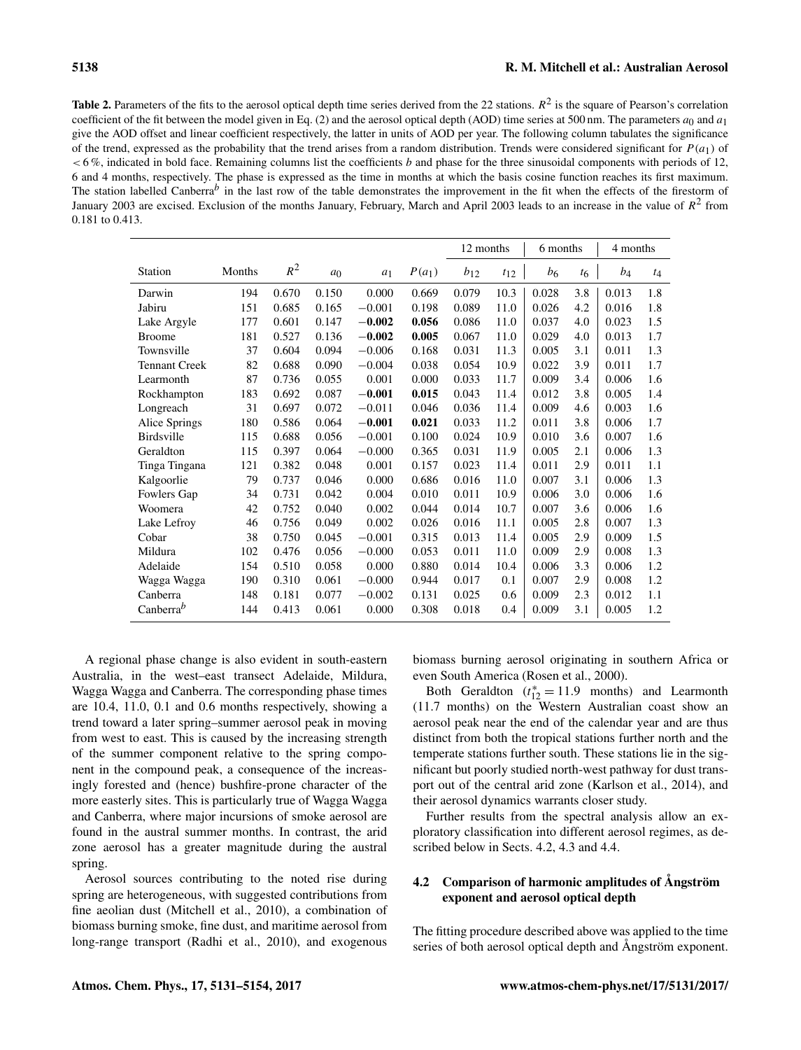**Table 2.** Parameters of the fits to the aerosol optical depth time series derived from the 22 stations. $R^2$ is the square of Pearson's correlation coefficient of the fit between the model given in Eq. (2) and the aerosol optical depth (AOD) time series at 500 nm. The parameters $a_0$ and $a_1$ give the AOD offset and linear coefficient respectively, the latter in units of AOD per year. The following column tabulates the significance of the trend, expressed as the probability that the trend arises from a random distribution. Trends were considered significant for $P(a_1)$ of $< 6\,\%$, indicated in bold face. Remaining columns list the coefficients $b$ and phase for the three sinusoidal components with periods of 12, 6 and 4 months, respectively. The phase is expressed as the time in months at which the basis cosine function reaches its first maximum. The station labelled Canberra$^b$ in the last row of the table demonstrates the improvement in the fit when the effects of the firestorm of January 2003 are excised. Exclusion of the months January, February, March and April 2003 leads to an increase in the value of $R^2$ from 0.181 to 0.413.

| | | | | | | 12 months | | 6 months | | 4 months | |
|---|---|---|---|---|---|---|---|---|---|---|---|
| Station | Months | $R^2$ | $a_0$ | $a_1$ | $P(a_1)$ | $b_{12}$ | $t_{12}$ | $b_6$ | $t_6$ | $b_4$ | $t_4$ |
| Darwin | 194 | 0.670 | 0.150 | 0.000 | 0.669 | 0.079 | 10.3 | 0.028 | 3.8 | 0.013 | 1.8 |
| Jabiru | 151 | 0.685 | 0.165 | −0.001 | 0.198 | 0.089 | 11.0 | 0.026 | 4.2 | 0.016 | 1.8 |
| Lake Argyle | 177 | 0.601 | 0.147 | **−0.002** | **0.056** | 0.086 | 11.0 | 0.037 | 4.0 | 0.023 | 1.5 |
| Broome | 181 | 0.527 | 0.136 | **−0.002** | **0.005** | 0.067 | 11.0 | 0.029 | 4.0 | 0.013 | 1.7 |
| Townsville | 37 | 0.604 | 0.094 | −0.006 | 0.168 | 0.031 | 11.3 | 0.005 | 3.1 | 0.011 | 1.3 |
| Tennant Creek | 82 | 0.688 | 0.090 | −0.004 | 0.038 | 0.054 | 10.9 | 0.022 | 3.9 | 0.011 | 1.7 |
| Learmonth | 87 | 0.736 | 0.055 | 0.001 | 0.000 | 0.033 | 11.7 | 0.009 | 3.4 | 0.006 | 1.6 |
| Rockhampton | 183 | 0.692 | 0.087 | **−0.001** | **0.015** | 0.043 | 11.4 | 0.012 | 3.8 | 0.005 | 1.4 |
| Longreach | 31 | 0.697 | 0.072 | −0.011 | 0.046 | 0.036 | 11.4 | 0.009 | 4.6 | 0.003 | 1.6 |
| Alice Springs | 180 | 0.586 | 0.064 | **−0.001** | **0.021** | 0.033 | 11.2 | 0.011 | 3.8 | 0.006 | 1.7 |
| Birdsville | 115 | 0.688 | 0.056 | −0.001 | 0.100 | 0.024 | 10.9 | 0.010 | 3.6 | 0.007 | 1.6 |
| Geraldton | 115 | 0.397 | 0.064 | −0.000 | 0.365 | 0.031 | 11.9 | 0.005 | 2.1 | 0.006 | 1.3 |
| Tinga Tingana | 121 | 0.382 | 0.048 | 0.001 | 0.157 | 0.023 | 11.4 | 0.011 | 2.9 | 0.011 | 1.1 |
| Kalgoorlie | 79 | 0.737 | 0.046 | 0.000 | 0.686 | 0.016 | 11.0 | 0.007 | 3.1 | 0.006 | 1.3 |
| Fowlers Gap | 34 | 0.731 | 0.042 | 0.004 | 0.010 | 0.011 | 10.9 | 0.006 | 3.0 | 0.006 | 1.6 |
| Woomera | 42 | 0.752 | 0.040 | 0.002 | 0.044 | 0.014 | 10.7 | 0.007 | 3.6 | 0.006 | 1.6 |
| Lake Lefroy | 46 | 0.756 | 0.049 | 0.002 | 0.026 | 0.016 | 11.1 | 0.005 | 2.8 | 0.007 | 1.3 |
| Cobar | 38 | 0.750 | 0.045 | −0.001 | 0.315 | 0.013 | 11.4 | 0.005 | 2.9 | 0.009 | 1.5 |
| Mildura | 102 | 0.476 | 0.056 | −0.000 | 0.053 | 0.011 | 11.0 | 0.009 | 2.9 | 0.008 | 1.3 |
| Adelaide | 154 | 0.510 | 0.058 | 0.000 | 0.880 | 0.014 | 10.4 | 0.006 | 3.3 | 0.006 | 1.2 |
| Wagga Wagga | 190 | 0.310 | 0.061 | −0.000 | 0.944 | 0.017 | 0.1 | 0.007 | 2.9 | 0.008 | 1.2 |
| Canberra | 148 | 0.181 | 0.077 | −0.002 | 0.131 | 0.025 | 0.6 | 0.009 | 2.3 | 0.012 | 1.1 |
| Canberra$^b$ | 144 | 0.413 | 0.061 | 0.000 | 0.308 | 0.018 | 0.4 | 0.009 | 3.1 | 0.005 | 1.2 |

A regional phase change is also evident in south-eastern Australia, in the west–east transect Adelaide, Mildura, Wagga Wagga and Canberra. The corresponding phase times are 10.4, 11.0, 0.1 and 0.6 months respectively, showing a trend toward a later spring–summer aerosol peak in moving from west to east. This is caused by the increasing strength of the summer component relative to the spring component in the compound peak, a consequence of the increasingly forested and (hence) bushfire-prone character of the more easterly sites. This is particularly true of Wagga Wagga and Canberra, where major incursions of smoke aerosol are found in the austral summer months. In contrast, the arid zone aerosol has a greater magnitude during the austral spring.

Aerosol sources contributing to the noted rise during spring are heterogeneous, with suggested contributions from fine aeolian dust (Mitchell et al., 2010), a combination of biomass burning smoke, fine dust, and maritime aerosol from long-range transport (Radhi et al., 2010), and exogenous biomass burning aerosol originating in southern Africa or even South America (Rosen et al., 2000).

Both Geraldton ($t^*_{12} = 11.9$ months) and Learmonth (11.7 months) on the Western Australian coast show an aerosol peak near the end of the calendar year and are thus distinct from both the tropical stations further north and the temperate stations further south. These stations lie in the significant but poorly studied north-west pathway for dust transport out of the central arid zone (Karlson et al., 2014), and their aerosol dynamics warrants closer study.

Further results from the spectral analysis allow an exploratory classification into different aerosol regimes, as described below in Sects. 4.2, 4.3 and 4.4.

### 4.2 Comparison of harmonic amplitudes of Ångström exponent and aerosol optical depth

The fitting procedure described above was applied to the time series of both aerosol optical depth and Ångström exponent.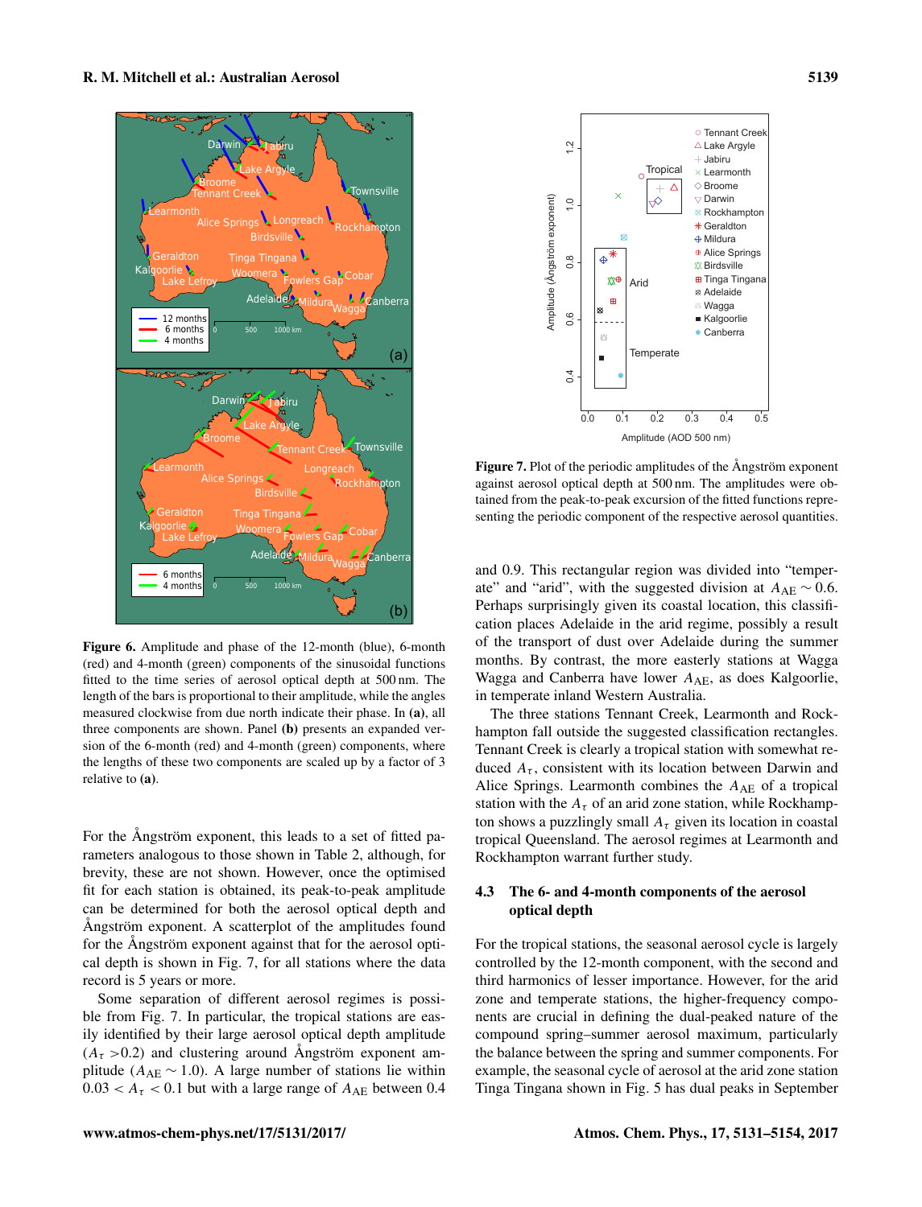**Figure 6.** Amplitude and phase of the 12-month (blue), 6-month (red) and 4-month (green) components of the sinusoidal functions fitted to the time series of aerosol optical depth at 500 nm. The length of the bars is proportional to their amplitude, while the angles measured clockwise from due north indicate their phase. In **(a)**, all three components are shown. Panel **(b)** presents an expanded version of the 6-month (red) and 4-month (green) components, where the lengths of these two components are scaled up by a factor of 3 relative to **(a)**.

For the Ångström exponent, this leads to a set of fitted parameters analogous to those shown in Table 2, although, for brevity, these are not shown. However, once the optimised fit for each station is obtained, its peak-to-peak amplitude can be determined for both the aerosol optical depth and Ångström exponent. A scatterplot of the amplitudes found for the Ångström exponent against that for the aerosol optical depth is shown in Fig. 7, for all stations where the data record is 5 years or more.

Some separation of different aerosol regimes is possible from Fig. 7. In particular, the tropical stations are easily identified by their large aerosol optical depth amplitude ($A_\tau > 0.2$) and clustering around Ångström exponent amplitude ($A_{AE} \sim 1.0$). A large number of stations lie within $0.03 < A_\tau < 0.1$ but with a large range of $A_{AE}$ between 0.4 and 0.9. This rectangular region was divided into "temperate" and "arid", with the suggested division at $A_{AE} \sim 0.6$. Perhaps surprisingly given its coastal location, this classification places Adelaide in the arid regime, possibly a result of the transport of dust over Adelaide during the summer months. By contrast, the more easterly stations at Wagga Wagga and Canberra have lower $A_{AE}$, as does Kalgoorlie, in temperate inland Western Australia.

The three stations Tennant Creek, Learmonth and Rockhampton fall outside the suggested classification rectangles. Tennant Creek is clearly a tropical station with somewhat reduced $A_\tau$, consistent with its location between Darwin and Alice Springs. Learmonth combines the $A_{AE}$ of a tropical station with the $A_\tau$ of an arid zone station, while Rockhampton shows a puzzlingly small $A_\tau$ given its location in coastal tropical Queensland. The aerosol regimes at Learmonth and Rockhampton warrant further study.

**Figure 7.** Plot of the periodic amplitudes of the Ångström exponent against aerosol optical depth at 500 nm. The amplitudes were obtained from the peak-to-peak excursion of the fitted functions representing the periodic component of the respective aerosol quantities.

### 4.3 The 6- and 4-month components of the aerosol optical depth

For the tropical stations, the seasonal aerosol cycle is largely controlled by the 12-month component, with the second and third harmonics of lesser importance. However, for the arid zone and temperate stations, the higher-frequency components are crucial in defining the dual-peaked nature of the compound spring–summer aerosol maximum, particularly the balance between the spring and summer components. For example, the seasonal cycle of aerosol at the arid zone station Tinga Tingana shown in Fig. 5 has dual peaks in September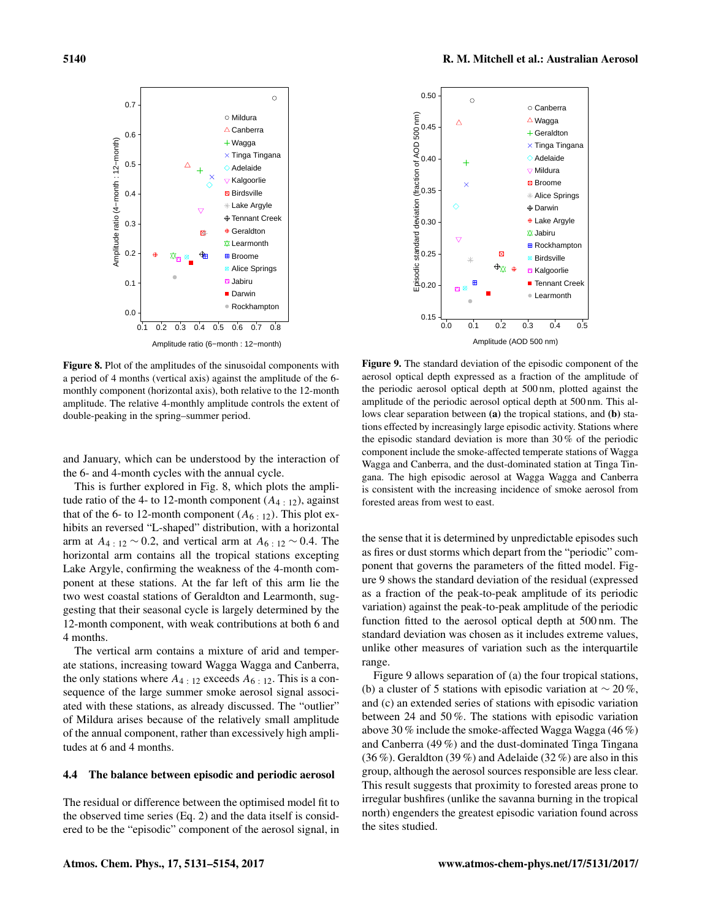**Figure 8.** Plot of the amplitudes of the sinusoidal components with a period of 4 months (vertical axis) against the amplitude of the 6-monthly component (horizontal axis), both relative to the 12-month amplitude. The relative 4-monthly amplitude controls the extent of double-peaking in the spring–summer period.

**Figure 9.** The standard deviation of the episodic component of the aerosol optical depth expressed as a fraction of the amplitude of the periodic aerosol optical depth at 500 nm, plotted against the amplitude of the periodic aerosol optical depth at 500 nm. This allows clear separation between **(a)** the tropical stations, and **(b)** stations effected by increasingly large episodic activity. Stations where the episodic standard deviation is more than 30 % of the periodic component include the smoke-affected temperate stations of Wagga Wagga and Canberra, and the dust-dominated station at Tinga Tingana. The high episodic aerosol at Wagga Wagga and Canberra is consistent with the increasing incidence of smoke aerosol from forested areas from west to east.

and January, which can be understood by the interaction of the 6- and 4-month cycles with the annual cycle.

This is further explored in Fig. 8, which plots the amplitude ratio of the 4- to 12-month component ($A_{4:12}$), against that of the 6- to 12-month component ($A_{6:12}$). This plot exhibits an reversed "L-shaped" distribution, with a horizontal arm at $A_{4:12} \sim 0.2$, and vertical arm at $A_{6:12} \sim 0.4$. The horizontal arm contains all the tropical stations excepting Lake Argyle, confirming the weakness of the 4-month component at these stations. At the far left of this arm lie the two west coastal stations of Geraldton and Learmonth, suggesting that their seasonal cycle is largely determined by the 12-month component, with weak contributions at both 6 and 4 months.

The vertical arm contains a mixture of arid and temperate stations, increasing toward Wagga Wagga and Canberra, the only stations where $A_{4:12}$ exceeds $A_{6:12}$. This is a consequence of the large summer smoke aerosol signal associated with these stations, as already discussed. The "outlier" of Mildura arises because of the relatively small amplitude of the annual component, rather than excessively high amplitudes at 6 and 4 months.

### 4.4 The balance between episodic and periodic aerosol

The residual or difference between the optimised model fit to the observed time series (Eq. 2) and the data itself is considered to be the "episodic" component of the aerosol signal, in the sense that it is determined by unpredictable episodes such as fires or dust storms which depart from the "periodic" component that governs the parameters of the fitted model. Figure 9 shows the standard deviation of the residual (expressed as a fraction of the peak-to-peak amplitude of its periodic variation) against the peak-to-peak amplitude of the periodic function fitted to the aerosol optical depth at 500 nm. The standard deviation was chosen as it includes extreme values, unlike other measures of variation such as the interquartile range.

Figure 9 allows separation of (a) the four tropical stations, (b) a cluster of 5 stations with episodic variation at $\sim 20$ %, and (c) an extended series of stations with episodic variation between 24 and 50 %. The stations with episodic variation above 30 % include the smoke-affected Wagga Wagga (46 %) and Canberra (49 %) and the dust-dominated Tinga Tingana (36 %). Geraldton (39 %) and Adelaide (32 %) are also in this group, although the aerosol sources responsible are less clear. This result suggests that proximity to forested areas prone to irregular bushfires (unlike the savanna burning in the tropical north) engenders the greatest episodic variation found across the sites studied.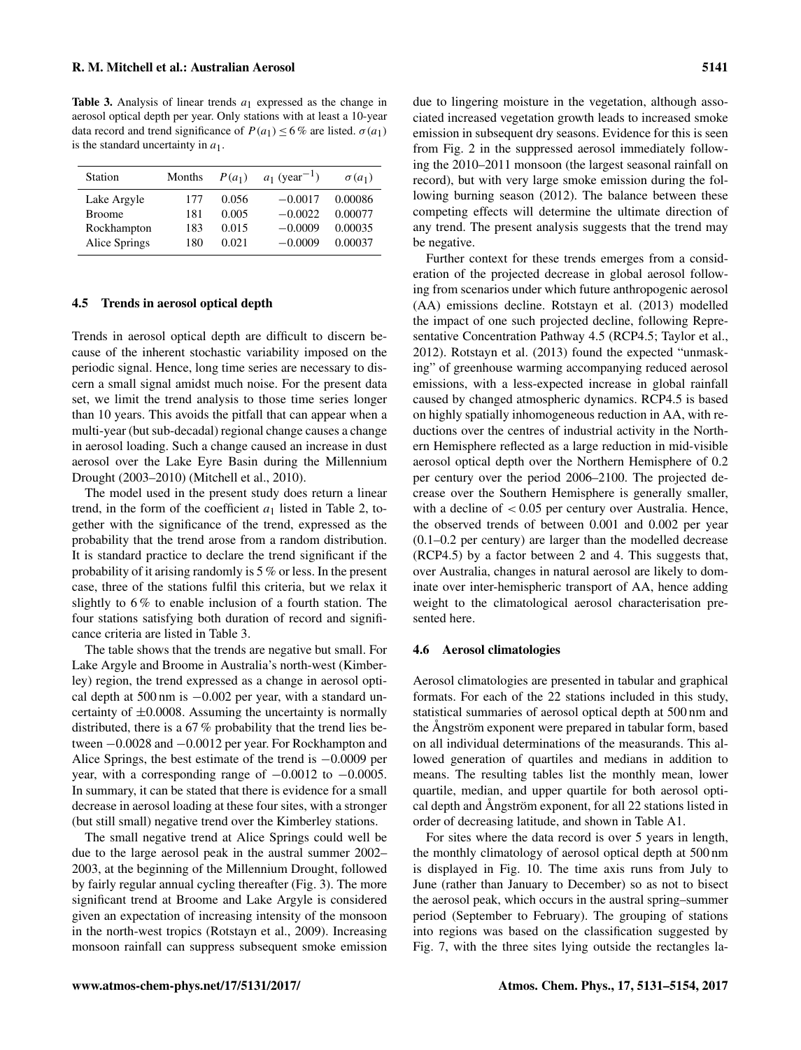**Table 3.** Analysis of linear trends $a_1$ expressed as the change in aerosol optical depth per year. Only stations with at least a 10-year data record and trend significance of $P(a_1) \le 6\,\%$ are listed. $\sigma(a_1)$ is the standard uncertainty in $a_1$.

| Station | Months | $P(a_1)$ | $a_1$ (year$^{-1}$) | $\sigma(a_1)$ |
|---|---|---|---|---|
| Lake Argyle | 177 | 0.056 | −0.0017 | 0.00086 |
| Broome | 181 | 0.005 | −0.0022 | 0.00077 |
| Rockhampton | 183 | 0.015 | −0.0009 | 0.00035 |
| Alice Springs | 180 | 0.021 | −0.0009 | 0.00037 |

### 4.5 Trends in aerosol optical depth

Trends in aerosol optical depth are difficult to discern because of the inherent stochastic variability imposed on the periodic signal. Hence, long time series are necessary to discern a small signal amidst much noise. For the present data set, we limit the trend analysis to those time series longer than 10 years. This avoids the pitfall that can appear when a multi-year (but sub-decadal) regional change causes a change in aerosol loading. Such a change caused an increase in dust aerosol over the Lake Eyre Basin during the Millennium Drought (2003–2010) (Mitchell et al., 2010).

The model used in the present study does return a linear trend, in the form of the coefficient $a_1$ listed in Table 2, together with the significance of the trend, expressed as the probability that the trend arose from a random distribution. It is standard practice to declare the trend significant if the probability of it arising randomly is 5 % or less. In the present case, three of the stations fulfil this criteria, but we relax it slightly to 6 % to enable inclusion of a fourth station. The four stations satisfying both duration of record and significance criteria are listed in Table 3.

The table shows that the trends are negative but small. For Lake Argyle and Broome in Australia's north-west (Kimberley) region, the trend expressed as a change in aerosol optical depth at 500 nm is −0.002 per year, with a standard uncertainty of ±0.0008. Assuming the uncertainty is normally distributed, there is a 67 % probability that the trend lies between −0.0028 and −0.0012 per year. For Rockhampton and Alice Springs, the best estimate of the trend is −0.0009 per year, with a corresponding range of −0.0012 to −0.0005. In summary, it can be stated that there is evidence for a small decrease in aerosol loading at these four sites, with a stronger (but still small) negative trend over the Kimberley stations.

The small negative trend at Alice Springs could well be due to the large aerosol peak in the austral summer 2002–2003, at the beginning of the Millennium Drought, followed by fairly regular annual cycling thereafter (Fig. 3). The more significant trend at Broome and Lake Argyle is considered given an expectation of increasing intensity of the monsoon in the north-west tropics (Rotstayn et al., 2009). Increasing monsoon rainfall can suppress subsequent smoke emission due to lingering moisture in the vegetation, although associated increased vegetation growth leads to increased smoke emission in subsequent dry seasons. Evidence for this is seen from Fig. 2 in the suppressed aerosol immediately following the 2010–2011 monsoon (the largest seasonal rainfall on record), but with very large smoke emission during the following burning season (2012). The balance between these competing effects will determine the ultimate direction of any trend. The present analysis suggests that the trend may be negative.

Further context for these trends emerges from a consideration of the projected decrease in global aerosol following from scenarios under which future anthropogenic aerosol (AA) emissions decline. Rotstayn et al. (2013) modelled the impact of one such projected decline, following Representative Concentration Pathway 4.5 (RCP4.5; Taylor et al., 2012). Rotstayn et al. (2013) found the expected "unmasking" of greenhouse warming accompanying reduced aerosol emissions, with a less-expected increase in global rainfall caused by changed atmospheric dynamics. RCP4.5 is based on highly spatially inhomogeneous reduction in AA, with reductions over the centres of industrial activity in the Northern Hemisphere reflected as a large reduction in mid-visible aerosol optical depth over the Northern Hemisphere of 0.2 per century over the period 2006–2100. The projected decrease over the Southern Hemisphere is generally smaller, with a decline of $< 0.05$ per century over Australia. Hence, the observed trends of between 0.001 and 0.002 per year (0.1–0.2 per century) are larger than the modelled decrease (RCP4.5) by a factor between 2 and 4. This suggests that, over Australia, changes in natural aerosol are likely to dominate over inter-hemispheric transport of AA, hence adding weight to the climatological aerosol characterisation presented here.

### 4.6 Aerosol climatologies

Aerosol climatologies are presented in tabular and graphical formats. For each of the 22 stations included in this study, statistical summaries of aerosol optical depth at 500 nm and the Ångström exponent were prepared in tabular form, based on all individual determinations of the measurands. This allowed generation of quartiles and medians in addition to means. The resulting tables list the monthly mean, lower quartile, median, and upper quartile for both aerosol optical depth and Ångström exponent, for all 22 stations listed in order of decreasing latitude, and shown in Table A1.

For sites where the data record is over 5 years in length, the monthly climatology of aerosol optical depth at 500 nm is displayed in Fig. 10. The time axis runs from July to June (rather than January to December) so as not to bisect the aerosol peak, which occurs in the austral spring–summer period (September to February). The grouping of stations into regions was based on the classification suggested by Fig. 7, with the three sites lying outside the rectangles la-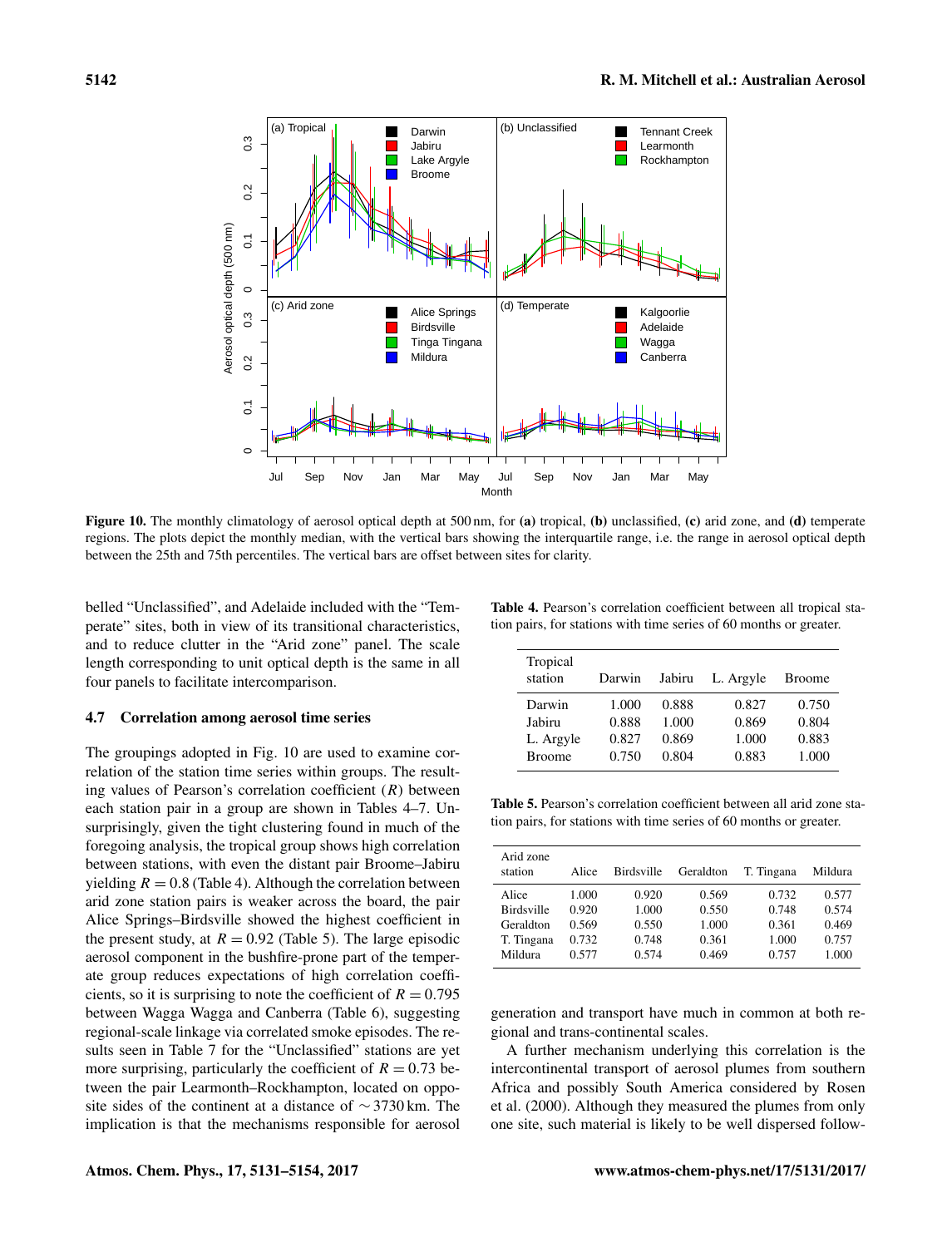**Figure 10.** The monthly climatology of aerosol optical depth at 500 nm, for **(a)** tropical, **(b)** unclassified, **(c)** arid zone, and **(d)** temperate regions. The plots depict the monthly median, with the vertical bars showing the interquartile range, i.e. the range in aerosol optical depth between the 25th and 75th percentiles. The vertical bars are offset between sites for clarity.

belled "Unclassified", and Adelaide included with the "Temperate" sites, both in view of its transitional characteristics, and to reduce clutter in the "Arid zone" panel. The scale length corresponding to unit optical depth is the same in all four panels to facilitate intercomparison.

### 4.7 Correlation among aerosol time series

The groupings adopted in Fig. 10 are used to examine correlation of the station time series within groups. The resulting values of Pearson's correlation coefficient ($R$) between each station pair in a group are shown in Tables 4–7. Unsurprisingly, given the tight clustering found in much of the foregoing analysis, the tropical group shows high correlation between stations, with even the distant pair Broome–Jabiru yielding $R = 0.8$ (Table 4). Although the correlation between arid zone station pairs is weaker across the board, the pair Alice Springs–Birdsville showed the highest coefficient in the present study, at $R = 0.92$ (Table 5). The large episodic aerosol component in the bushfire-prone part of the temperate group reduces expectations of high correlation coefficients, so it is surprising to note the coefficient of $R = 0.795$ between Wagga Wagga and Canberra (Table 6), suggesting regional-scale linkage via correlated smoke episodes. The results seen in Table 7 for the "Unclassified" stations are yet more surprising, particularly the coefficient of $R = 0.73$ between the pair Learmonth–Rockhampton, located on opposite sides of the continent at a distance of $\sim 3730$ km. The implication is that the mechanisms responsible for aerosol generation and transport have much in common at both regional and trans-continental scales.

A further mechanism underlying this correlation is the intercontinental transport of aerosol plumes from southern Africa and possibly South America considered by Rosen et al. (2000). Although they measured the plumes from only one site, such material is likely to be well dispersed follow-

**Table 4.** Pearson's correlation coefficient between all tropical station pairs, for stations with time series of 60 months or greater.

| Tropical station | Darwin | Jabiru | L. Argyle | Broome |
|---|---|---|---|---|
| Darwin | 1.000 | 0.888 | 0.827 | 0.750 |
| Jabiru | 0.888 | 1.000 | 0.869 | 0.804 |
| L. Argyle | 0.827 | 0.869 | 1.000 | 0.883 |
| Broome | 0.750 | 0.804 | 0.883 | 1.000 |

**Table 5.** Pearson's correlation coefficient between all arid zone station pairs, for stations with time series of 60 months or greater.

| Arid zone station | Alice | Birdsville | Geraldton | T. Tingana | Mildura |
|---|---|---|---|---|---|
| Alice | 1.000 | 0.920 | 0.569 | 0.732 | 0.577 |
| Birdsville | 0.920 | 1.000 | 0.550 | 0.748 | 0.574 |
| Geraldton | 0.569 | 0.550 | 1.000 | 0.361 | 0.469 |
| T. Tingana | 0.732 | 0.748 | 0.361 | 1.000 | 0.757 |
| Mildura | 0.577 | 0.574 | 0.469 | 0.757 | 1.000 |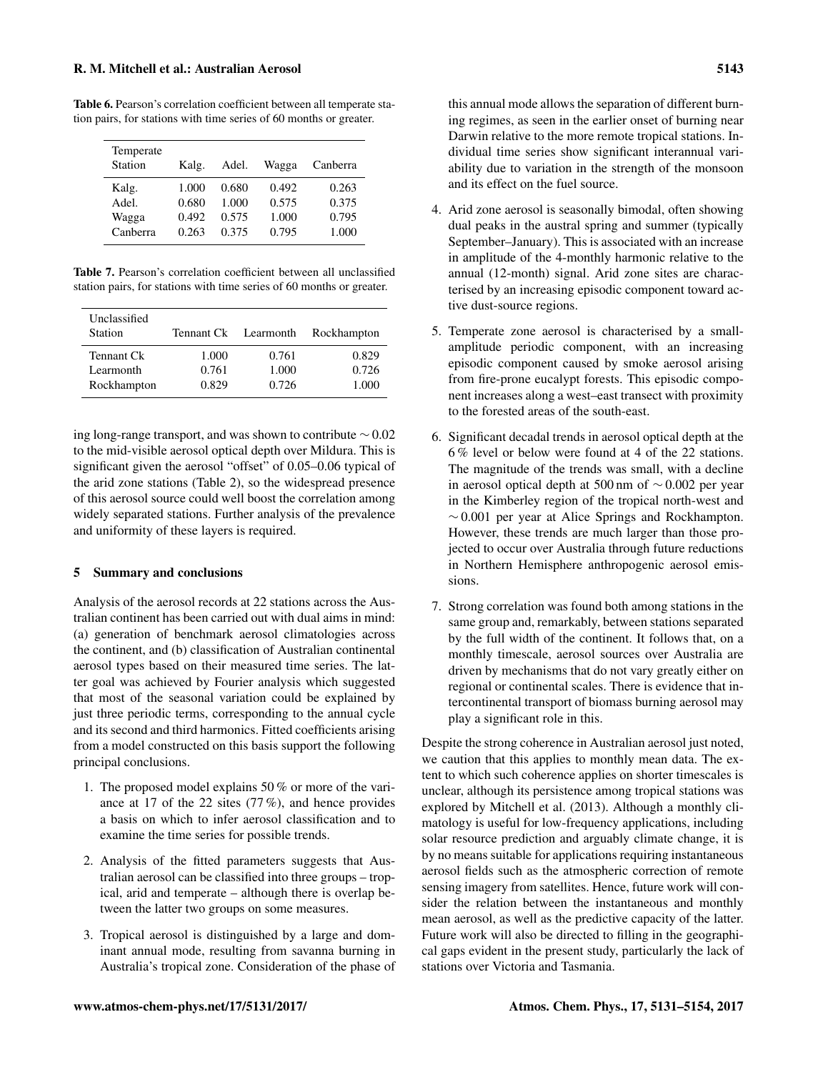**Table 6.** Pearson's correlation coefficient between all temperate station pairs, for stations with time series of 60 months or greater.

| Temperate Station | Kalg. | Adel. | Wagga | Canberra |
|---|---|---|---|---|
| Kalg. | 1.000 | 0.680 | 0.492 | 0.263 |
| Adel. | 0.680 | 1.000 | 0.575 | 0.375 |
| Wagga | 0.492 | 0.575 | 1.000 | 0.795 |
| Canberra | 0.263 | 0.375 | 0.795 | 1.000 |

**Table 7.** Pearson's correlation coefficient between all unclassified station pairs, for stations with time series of 60 months or greater.

| Unclassified Station | Tennant Ck | Learmonth | Rockhampton |
|---|---|---|---|
| Tennant Ck | 1.000 | 0.761 | 0.829 |
| Learmonth | 0.761 | 1.000 | 0.726 |
| Rockhampton | 0.829 | 0.726 | 1.000 |

ing long-range transport, and was shown to contribute $\sim 0.02$ to the mid-visible aerosol optical depth over Mildura. This is significant given the aerosol "offset" of 0.05–0.06 typical of the arid zone stations (Table 2), so the widespread presence of this aerosol source could well boost the correlation among widely separated stations. Further analysis of the prevalence and uniformity of these layers is required.

## 5 Summary and conclusions

Analysis of the aerosol records at 22 stations across the Australian continent has been carried out with dual aims in mind: (a) generation of benchmark aerosol climatologies across the continent, and (b) classification of Australian continental aerosol types based on their measured time series. The latter goal was achieved by Fourier analysis which suggested that most of the seasonal variation could be explained by just three periodic terms, corresponding to the annual cycle and its second and third harmonics. Fitted coefficients arising from a model constructed on this basis support the following principal conclusions.

1. The proposed model explains 50 % or more of the variance at 17 of the 22 sites (77 %), and hence provides a basis on which to infer aerosol classification and to examine the time series for possible trends.

2. Analysis of the fitted parameters suggests that Australian aerosol can be classified into three groups – tropical, arid and temperate – although there is overlap between the latter two groups on some measures.

3. Tropical aerosol is distinguished by a large and dominant annual mode, resulting from savanna burning in Australia's tropical zone. Consideration of the phase of this annual mode allows the separation of different burning regimes, as seen in the earlier onset of burning near Darwin relative to the more remote tropical stations. Individual time series show significant interannual variability due to variation in the strength of the monsoon and its effect on the fuel source.

4. Arid zone aerosol is seasonally bimodal, often showing dual peaks in the austral spring and summer (typically September–January). This is associated with an increase in amplitude of the 4-monthly harmonic relative to the annual (12-month) signal. Arid zone sites are characterised by an increasing episodic component toward active dust-source regions.

5. Temperate zone aerosol is characterised by a small-amplitude periodic component, with an increasing episodic component caused by smoke aerosol arising from fire-prone eucalypt forests. This episodic component increases along a west–east transect with proximity to the forested areas of the south-east.

6. Significant decadal trends in aerosol optical depth at the 6 % level or below were found at 4 of the 22 stations. The magnitude of the trends was small, with a decline in aerosol optical depth at 500 nm of $\sim 0.002$ per year in the Kimberley region of the tropical north-west and $\sim 0.001$ per year at Alice Springs and Rockhampton. However, these trends are much larger than those projected to occur over Australia through future reductions in Northern Hemisphere anthropogenic aerosol emissions.

7. Strong correlation was found both among stations in the same group and, remarkably, between stations separated by the full width of the continent. It follows that, on a monthly timescale, aerosol sources over Australia are driven by mechanisms that do not vary greatly either on regional or continental scales. There is evidence that intercontinental transport of biomass burning aerosol may play a significant role in this.

Despite the strong coherence in Australian aerosol just noted, we caution that this applies to monthly mean data. The extent to which such coherence applies on shorter timescales is unclear, although its persistence among tropical stations was explored by Mitchell et al. (2013). Although a monthly climatology is useful for low-frequency applications, including solar resource prediction and arguably climate change, it is by no means suitable for applications requiring instantaneous aerosol fields such as the atmospheric correction of remote sensing imagery from satellites. Hence, future work will consider the relation between the instantaneous and monthly mean aerosol, as well as the predictive capacity of the latter. Future work will also be directed to filling in the geographical gaps evident in the present study, particularly the lack of stations over Victoria and Tasmania.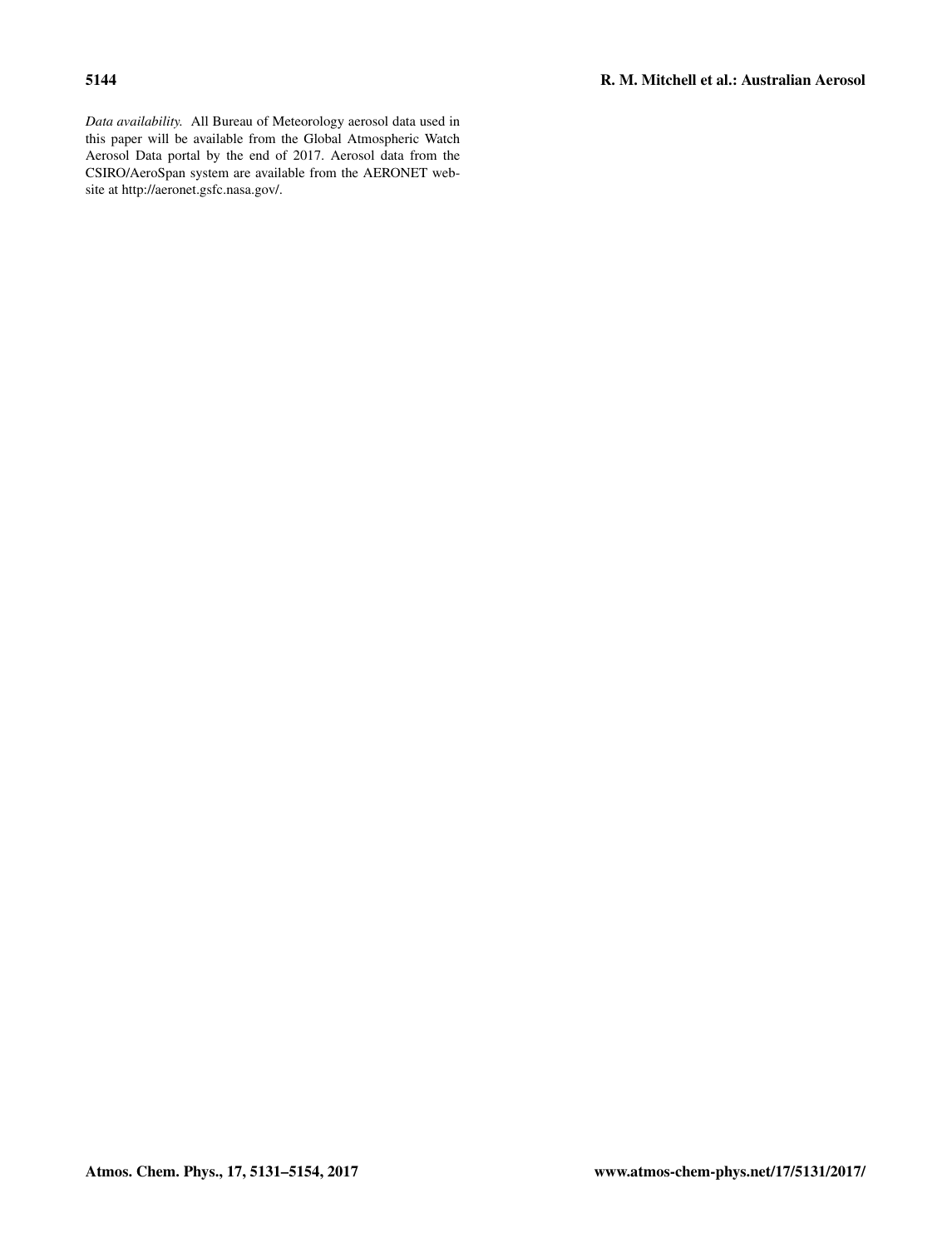*Data availability.* All Bureau of Meteorology aerosol data used in this paper will be available from the Global Atmospheric Watch Aerosol Data portal by the end of 2017. Aerosol data from the CSIRO/AeroSpan system are available from the AERONET website at http://aeronet.gsfc.nasa.gov/.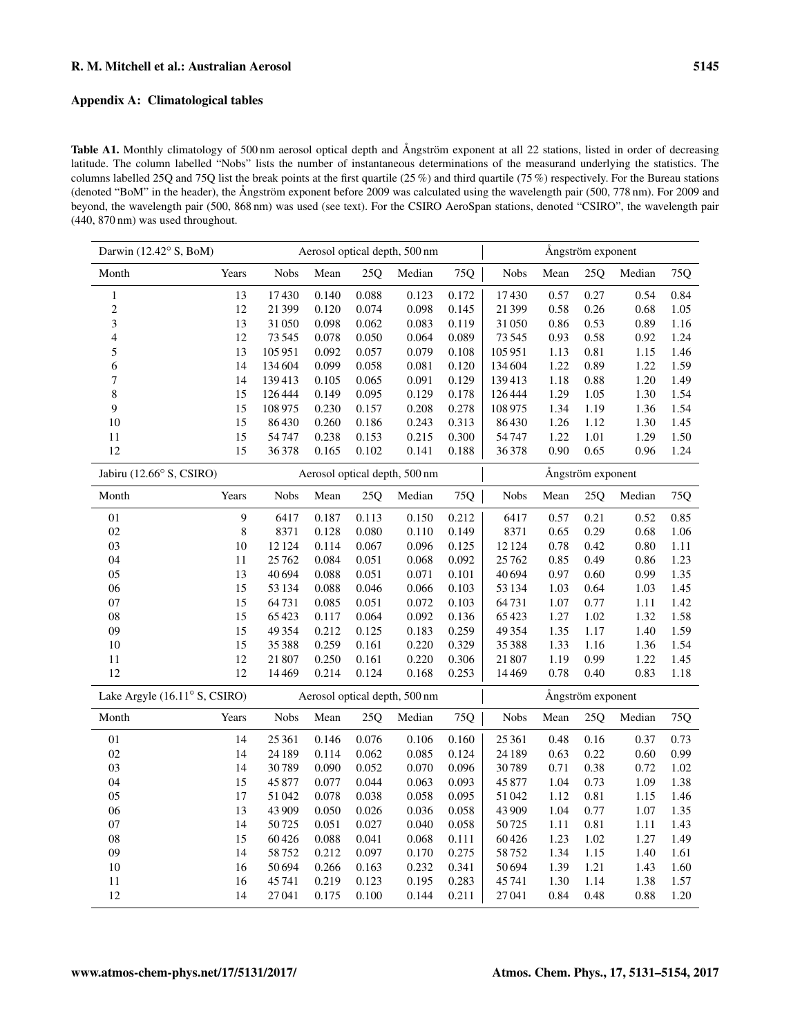## Appendix A: Climatological tables

**Table A1.** Monthly climatology of 500 nm aerosol optical depth and Ångström exponent at all 22 stations, listed in order of decreasing latitude. The column labelled "Nobs" lists the number of instantaneous determinations of the measurand underlying the statistics. The columns labelled 25Q and 75Q list the break points at the first quartile (25 %) and third quartile (75 %) respectively. For the Bureau stations (denoted "BoM" in the header), the Ångström exponent before 2009 was calculated using the wavelength pair (500, 778 nm). For 2009 and beyond, the wavelength pair (500, 868 nm) was used (see text). For the CSIRO AeroSpan stations, denoted "CSIRO", the wavelength pair (440, 870 nm) was used throughout.

| Darwin (12.42° S, BoM) | | Aerosol optical depth, 500 nm | | | | | Ångström exponent | | | | |
|---|---|---|---|---|---|---|---|---|---|---|---|
| Month | Years | Nobs | Mean | 25Q | Median | 75Q | Nobs | Mean | 25Q | Median | 75Q |
| 1 | 13 | 17430 | 0.140 | 0.088 | 0.123 | 0.172 | 17430 | 0.57 | 0.27 | 0.54 | 0.84 |
| 2 | 12 | 21399 | 0.120 | 0.074 | 0.098 | 0.145 | 21399 | 0.58 | 0.26 | 0.68 | 1.05 |
| 3 | 13 | 31050 | 0.098 | 0.062 | 0.083 | 0.119 | 31050 | 0.86 | 0.53 | 0.89 | 1.16 |
| 4 | 12 | 73545 | 0.078 | 0.050 | 0.064 | 0.089 | 73545 | 0.93 | 0.58 | 0.92 | 1.24 |
| 5 | 13 | 105951 | 0.092 | 0.057 | 0.079 | 0.108 | 105951 | 1.13 | 0.81 | 1.15 | 1.46 |
| 6 | 14 | 134604 | 0.099 | 0.058 | 0.081 | 0.120 | 134604 | 1.22 | 0.89 | 1.22 | 1.59 |
| 7 | 14 | 139413 | 0.105 | 0.065 | 0.091 | 0.129 | 139413 | 1.18 | 0.88 | 1.20 | 1.49 |
| 8 | 15 | 126444 | 0.149 | 0.095 | 0.129 | 0.178 | 126444 | 1.29 | 1.05 | 1.30 | 1.54 |
| 9 | 15 | 108975 | 0.230 | 0.157 | 0.208 | 0.278 | 108975 | 1.34 | 1.19 | 1.36 | 1.54 |
| 10 | 15 | 86430 | 0.260 | 0.186 | 0.243 | 0.313 | 86430 | 1.26 | 1.12 | 1.30 | 1.45 |
| 11 | 15 | 54747 | 0.238 | 0.153 | 0.215 | 0.300 | 54747 | 1.22 | 1.01 | 1.29 | 1.50 |
| 12 | 15 | 36378 | 0.165 | 0.102 | 0.141 | 0.188 | 36378 | 0.90 | 0.65 | 0.96 | 1.24 |
| **Jabiru (12.66° S, CSIRO)** | | **Aerosol optical depth, 500 nm** | | | | | **Ångström exponent** | | | | |
| Month | Years | Nobs | Mean | 25Q | Median | 75Q | Nobs | Mean | 25Q | Median | 75Q |
| 01 | 9 | 6417 | 0.187 | 0.113 | 0.150 | 0.212 | 6417 | 0.57 | 0.21 | 0.52 | 0.85 |
| 02 | 8 | 8371 | 0.128 | 0.080 | 0.110 | 0.149 | 8371 | 0.65 | 0.29 | 0.68 | 1.06 |
| 03 | 10 | 12124 | 0.114 | 0.067 | 0.096 | 0.125 | 12124 | 0.78 | 0.42 | 0.80 | 1.11 |
| 04 | 11 | 25762 | 0.084 | 0.051 | 0.068 | 0.092 | 25762 | 0.85 | 0.49 | 0.86 | 1.23 |
| 05 | 13 | 40694 | 0.088 | 0.051 | 0.071 | 0.101 | 40694 | 0.97 | 0.60 | 0.99 | 1.35 |
| 06 | 15 | 53134 | 0.088 | 0.046 | 0.066 | 0.103 | 53134 | 1.03 | 0.64 | 1.03 | 1.45 |
| 07 | 15 | 64731 | 0.085 | 0.051 | 0.072 | 0.103 | 64731 | 1.07 | 0.77 | 1.11 | 1.42 |
| 08 | 15 | 65423 | 0.117 | 0.064 | 0.092 | 0.136 | 65423 | 1.27 | 1.02 | 1.32 | 1.58 |
| 09 | 15 | 49354 | 0.212 | 0.125 | 0.183 | 0.259 | 49354 | 1.35 | 1.17 | 1.40 | 1.59 |
| 10 | 15 | 35388 | 0.259 | 0.161 | 0.220 | 0.329 | 35388 | 1.33 | 1.16 | 1.36 | 1.54 |
| 11 | 12 | 21807 | 0.250 | 0.161 | 0.220 | 0.306 | 21807 | 1.19 | 0.99 | 1.22 | 1.45 |
| 12 | 12 | 14469 | 0.214 | 0.124 | 0.168 | 0.253 | 14469 | 0.78 | 0.40 | 0.83 | 1.18 |
| **Lake Argyle (16.11° S, CSIRO)** | | **Aerosol optical depth, 500 nm** | | | | | **Ångström exponent** | | | | |
| Month | Years | Nobs | Mean | 25Q | Median | 75Q | Nobs | Mean | 25Q | Median | 75Q |
| 01 | 14 | 25361 | 0.146 | 0.076 | 0.106 | 0.160 | 25361 | 0.48 | 0.16 | 0.37 | 0.73 |
| 02 | 14 | 24189 | 0.114 | 0.062 | 0.085 | 0.124 | 24189 | 0.63 | 0.22 | 0.60 | 0.99 |
| 03 | 14 | 30789 | 0.090 | 0.052 | 0.070 | 0.096 | 30789 | 0.71 | 0.38 | 0.72 | 1.02 |
| 04 | 15 | 45877 | 0.077 | 0.044 | 0.063 | 0.093 | 45877 | 1.04 | 0.73 | 1.09 | 1.38 |
| 05 | 17 | 51042 | 0.078 | 0.038 | 0.058 | 0.095 | 51042 | 1.12 | 0.81 | 1.15 | 1.46 |
| 06 | 13 | 43909 | 0.050 | 0.026 | 0.036 | 0.058 | 43909 | 1.04 | 0.77 | 1.07 | 1.35 |
| 07 | 14 | 50725 | 0.051 | 0.027 | 0.040 | 0.058 | 50725 | 1.11 | 0.81 | 1.11 | 1.43 |
| 08 | 15 | 60426 | 0.088 | 0.041 | 0.068 | 0.111 | 60426 | 1.23 | 1.02 | 1.27 | 1.49 |
| 09 | 14 | 58752 | 0.212 | 0.097 | 0.170 | 0.275 | 58752 | 1.34 | 1.15 | 1.40 | 1.61 |
| 10 | 16 | 50694 | 0.266 | 0.163 | 0.232 | 0.341 | 50694 | 1.39 | 1.21 | 1.43 | 1.60 |
| 11 | 16 | 45741 | 0.219 | 0.123 | 0.195 | 0.283 | 45741 | 1.30 | 1.14 | 1.38 | 1.57 |
| 12 | 14 | 27041 | 0.175 | 0.100 | 0.144 | 0.211 | 27041 | 0.84 | 0.48 | 0.88 | 1.20 |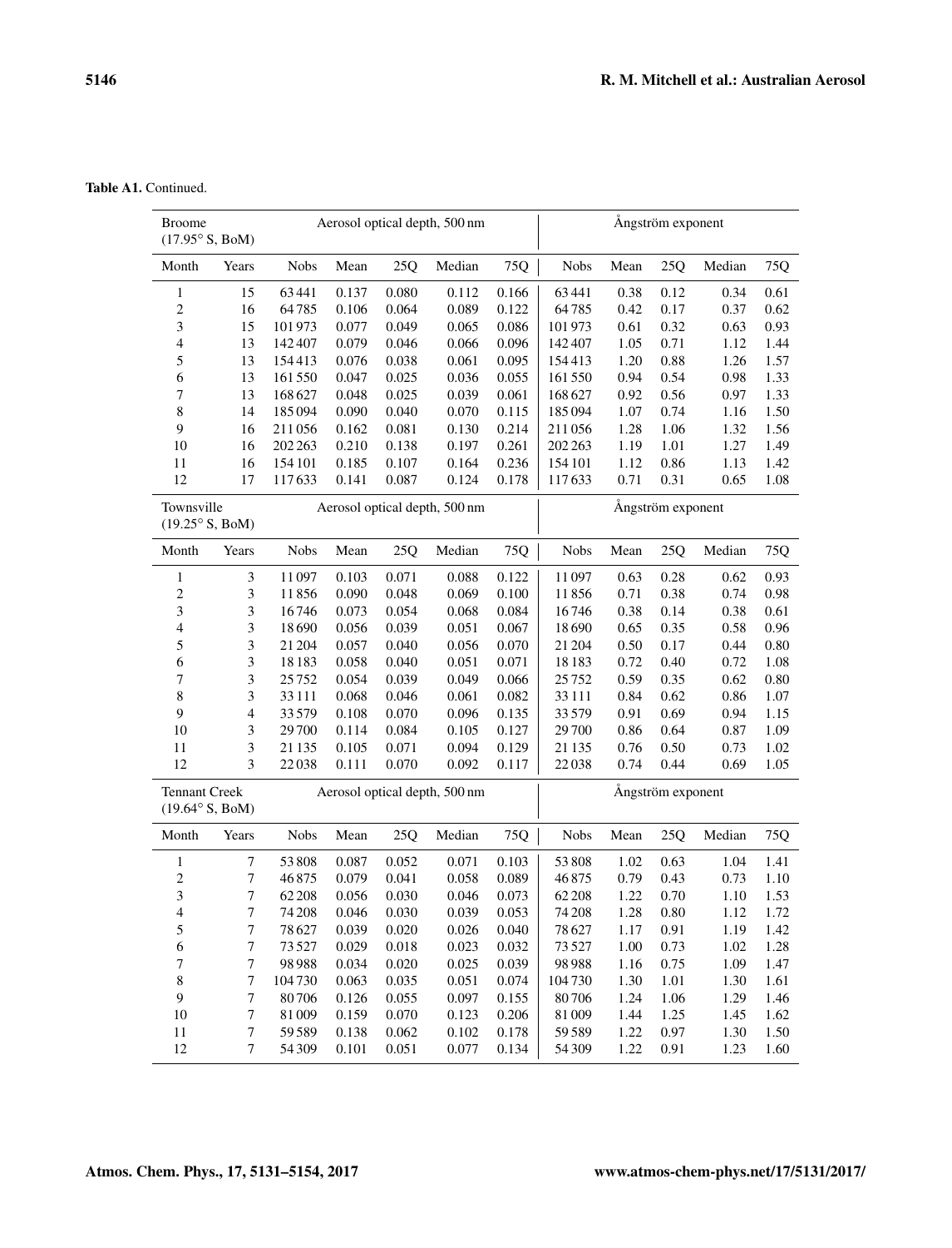**Table A1.** Continued.

| Broome (17.95° S, BoM) | | Aerosol optical depth, 500 nm | | | | | Ångström exponent | | | | |
|---|---|---|---|---|---|---|---|---|---|---|---|
| Month | Years | Nobs | Mean | 25Q | Median | 75Q | Nobs | Mean | 25Q | Median | 75Q |
| 1 | 15 | 63441 | 0.137 | 0.080 | 0.112 | 0.166 | 63441 | 0.38 | 0.12 | 0.34 | 0.61 |
| 2 | 16 | 64785 | 0.106 | 0.064 | 0.089 | 0.122 | 64785 | 0.42 | 0.17 | 0.37 | 0.62 |
| 3 | 15 | 101973 | 0.077 | 0.049 | 0.065 | 0.086 | 101973 | 0.61 | 0.32 | 0.63 | 0.93 |
| 4 | 13 | 142407 | 0.079 | 0.046 | 0.066 | 0.096 | 142407 | 1.05 | 0.71 | 1.12 | 1.44 |
| 5 | 13 | 154413 | 0.076 | 0.038 | 0.061 | 0.095 | 154413 | 1.20 | 0.88 | 1.26 | 1.57 |
| 6 | 13 | 161550 | 0.047 | 0.025 | 0.036 | 0.055 | 161550 | 0.94 | 0.54 | 0.98 | 1.33 |
| 7 | 13 | 168627 | 0.048 | 0.025 | 0.039 | 0.061 | 168627 | 0.92 | 0.56 | 0.97 | 1.33 |
| 8 | 14 | 185094 | 0.090 | 0.040 | 0.070 | 0.115 | 185094 | 1.07 | 0.74 | 1.16 | 1.50 |
| 9 | 16 | 211056 | 0.162 | 0.081 | 0.130 | 0.214 | 211056 | 1.28 | 1.06 | 1.32 | 1.56 |
| 10 | 16 | 202263 | 0.210 | 0.138 | 0.197 | 0.261 | 202263 | 1.19 | 1.01 | 1.27 | 1.49 |
| 11 | 16 | 154101 | 0.185 | 0.107 | 0.164 | 0.236 | 154101 | 1.12 | 0.86 | 1.13 | 1.42 |
| 12 | 17 | 117633 | 0.141 | 0.087 | 0.124 | 0.178 | 117633 | 0.71 | 0.31 | 0.65 | 1.08 |
| **Townsville (19.25° S, BoM)** | | **Aerosol optical depth, 500 nm** | | | | | **Ångström exponent** | | | | |
| Month | Years | Nobs | Mean | 25Q | Median | 75Q | Nobs | Mean | 25Q | Median | 75Q |
| 1 | 3 | 11097 | 0.103 | 0.071 | 0.088 | 0.122 | 11097 | 0.63 | 0.28 | 0.62 | 0.93 |
| 2 | 3 | 11856 | 0.090 | 0.048 | 0.069 | 0.100 | 11856 | 0.71 | 0.38 | 0.74 | 0.98 |
| 3 | 3 | 16746 | 0.073 | 0.054 | 0.068 | 0.084 | 16746 | 0.38 | 0.14 | 0.38 | 0.61 |
| 4 | 3 | 18690 | 0.056 | 0.039 | 0.051 | 0.067 | 18690 | 0.65 | 0.35 | 0.58 | 0.96 |
| 5 | 3 | 21204 | 0.057 | 0.040 | 0.056 | 0.070 | 21204 | 0.50 | 0.17 | 0.44 | 0.80 |
| 6 | 3 | 18183 | 0.058 | 0.040 | 0.051 | 0.071 | 18183 | 0.72 | 0.40 | 0.72 | 1.08 |
| 7 | 3 | 25752 | 0.054 | 0.039 | 0.049 | 0.066 | 25752 | 0.59 | 0.35 | 0.62 | 0.80 |
| 8 | 3 | 33111 | 0.068 | 0.046 | 0.061 | 0.082 | 33111 | 0.84 | 0.62 | 0.86 | 1.07 |
| 9 | 4 | 33579 | 0.108 | 0.070 | 0.096 | 0.135 | 33579 | 0.91 | 0.69 | 0.94 | 1.15 |
| 10 | 3 | 29700 | 0.114 | 0.084 | 0.105 | 0.127 | 29700 | 0.86 | 0.64 | 0.87 | 1.09 |
| 11 | 3 | 21135 | 0.105 | 0.071 | 0.094 | 0.129 | 21135 | 0.76 | 0.50 | 0.73 | 1.02 |
| 12 | 3 | 22038 | 0.111 | 0.070 | 0.092 | 0.117 | 22038 | 0.74 | 0.44 | 0.69 | 1.05 |
| **Tennant Creek (19.64° S, BoM)** | | **Aerosol optical depth, 500 nm** | | | | | **Ångström exponent** | | | | |
| Month | Years | Nobs | Mean | 25Q | Median | 75Q | Nobs | Mean | 25Q | Median | 75Q |
| 1 | 7 | 53808 | 0.087 | 0.052 | 0.071 | 0.103 | 53808 | 1.02 | 0.63 | 1.04 | 1.41 |
| 2 | 7 | 46875 | 0.079 | 0.041 | 0.058 | 0.089 | 46875 | 0.79 | 0.43 | 0.73 | 1.10 |
| 3 | 7 | 62208 | 0.056 | 0.030 | 0.046 | 0.073 | 62208 | 1.22 | 0.70 | 1.10 | 1.53 |
| 4 | 7 | 74208 | 0.046 | 0.030 | 0.039 | 0.053 | 74208 | 1.28 | 0.80 | 1.12 | 1.72 |
| 5 | 7 | 78627 | 0.039 | 0.020 | 0.026 | 0.040 | 78627 | 1.17 | 0.91 | 1.19 | 1.42 |
| 6 | 7 | 73527 | 0.029 | 0.018 | 0.023 | 0.032 | 73527 | 1.00 | 0.73 | 1.02 | 1.28 |
| 7 | 7 | 98988 | 0.034 | 0.020 | 0.025 | 0.039 | 98988 | 1.16 | 0.75 | 1.09 | 1.47 |
| 8 | 7 | 104730 | 0.063 | 0.035 | 0.051 | 0.074 | 104730 | 1.30 | 1.01 | 1.30 | 1.61 |
| 9 | 7 | 80706 | 0.126 | 0.055 | 0.097 | 0.155 | 80706 | 1.24 | 1.06 | 1.29 | 1.46 |
| 10 | 7 | 81009 | 0.159 | 0.070 | 0.123 | 0.206 | 81009 | 1.44 | 1.25 | 1.45 | 1.62 |
| 11 | 7 | 59589 | 0.138 | 0.062 | 0.102 | 0.178 | 59589 | 1.22 | 0.97 | 1.30 | 1.50 |
| 12 | 7 | 54309 | 0.101 | 0.051 | 0.077 | 0.134 | 54309 | 1.22 | 0.91 | 1.23 | 1.60 |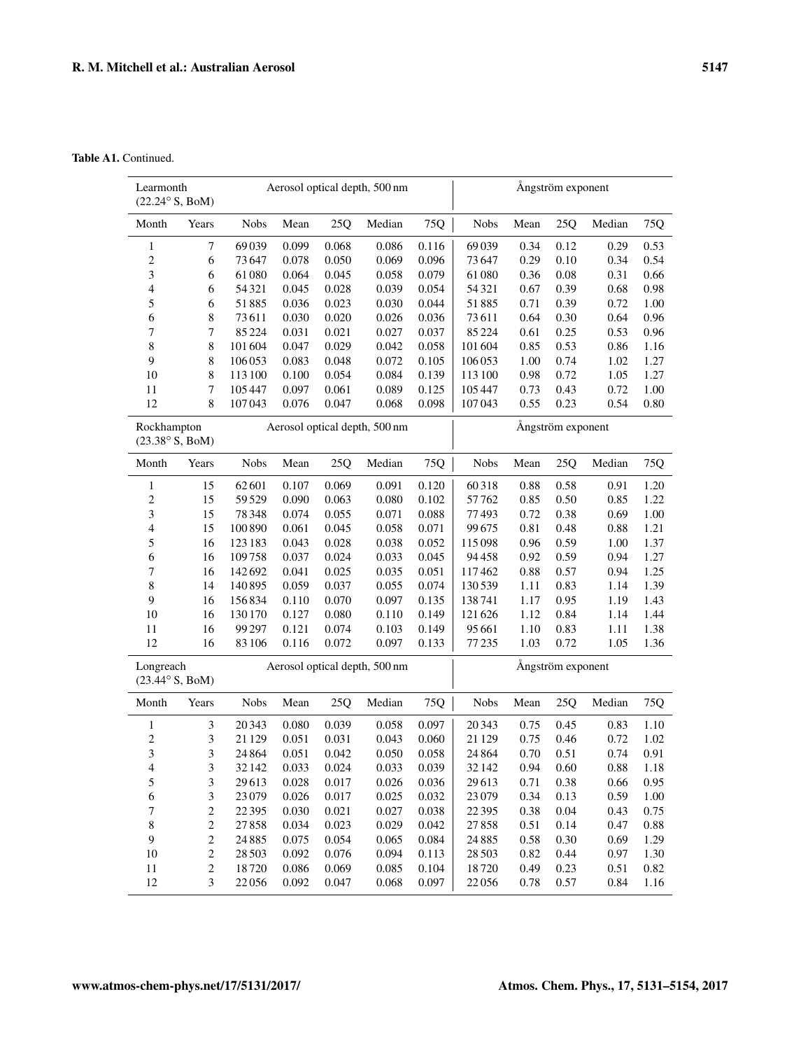**Table A1.** Continued.

| Learmonth (22.24° S, BoM) | | Aerosol optical depth, 500 nm | | | | | Ångström exponent | | | | |
|---|---|---|---|---|---|---|---|---|---|---|---|
| Month | Years | Nobs | Mean | 25Q | Median | 75Q | Nobs | Mean | 25Q | Median | 75Q |
| 1 | 7 | 69 039 | 0.099 | 0.068 | 0.086 | 0.116 | 69 039 | 0.34 | 0.12 | 0.29 | 0.53 |
| 2 | 6 | 73 647 | 0.078 | 0.050 | 0.069 | 0.096 | 73 647 | 0.29 | 0.10 | 0.34 | 0.54 |
| 3 | 6 | 61 080 | 0.064 | 0.045 | 0.058 | 0.079 | 61 080 | 0.36 | 0.08 | 0.31 | 0.66 |
| 4 | 6 | 54 321 | 0.045 | 0.028 | 0.039 | 0.054 | 54 321 | 0.67 | 0.39 | 0.68 | 0.98 |
| 5 | 6 | 51 885 | 0.036 | 0.023 | 0.030 | 0.044 | 51 885 | 0.71 | 0.39 | 0.72 | 1.00 |
| 6 | 8 | 73 611 | 0.030 | 0.020 | 0.026 | 0.036 | 73 611 | 0.64 | 0.30 | 0.64 | 0.96 |
| 7 | 7 | 85 224 | 0.031 | 0.021 | 0.027 | 0.037 | 85 224 | 0.61 | 0.25 | 0.53 | 0.96 |
| 8 | 8 | 101 604 | 0.047 | 0.029 | 0.042 | 0.058 | 101 604 | 0.85 | 0.53 | 0.86 | 1.16 |
| 9 | 8 | 106 053 | 0.083 | 0.048 | 0.072 | 0.105 | 106 053 | 1.00 | 0.74 | 1.02 | 1.27 |
| 10 | 8 | 113 100 | 0.100 | 0.054 | 0.084 | 0.139 | 113 100 | 0.98 | 0.72 | 1.05 | 1.27 |
| 11 | 7 | 105 447 | 0.097 | 0.061 | 0.089 | 0.125 | 105 447 | 0.73 | 0.43 | 0.72 | 1.00 |
| 12 | 8 | 107 043 | 0.076 | 0.047 | 0.068 | 0.098 | 107 043 | 0.55 | 0.23 | 0.54 | 0.80 |

| Rockhampton (23.38° S, BoM) | | Aerosol optical depth, 500 nm | | | | | Ångström exponent | | | | |
|---|---|---|---|---|---|---|---|---|---|---|---|
| Month | Years | Nobs | Mean | 25Q | Median | 75Q | Nobs | Mean | 25Q | Median | 75Q |
| 1 | 15 | 62 601 | 0.107 | 0.069 | 0.091 | 0.120 | 60 318 | 0.88 | 0.58 | 0.91 | 1.20 |
| 2 | 15 | 59 529 | 0.090 | 0.063 | 0.080 | 0.102 | 57 762 | 0.85 | 0.50 | 0.85 | 1.22 |
| 3 | 15 | 78 348 | 0.074 | 0.055 | 0.071 | 0.088 | 77 493 | 0.72 | 0.38 | 0.69 | 1.00 |
| 4 | 15 | 100 890 | 0.061 | 0.045 | 0.058 | 0.071 | 99 675 | 0.81 | 0.48 | 0.88 | 1.21 |
| 5 | 16 | 123 183 | 0.043 | 0.028 | 0.038 | 0.052 | 115 098 | 0.96 | 0.59 | 1.00 | 1.37 |
| 6 | 16 | 109 758 | 0.037 | 0.024 | 0.033 | 0.045 | 94 458 | 0.92 | 0.59 | 0.94 | 1.27 |
| 7 | 16 | 142 692 | 0.041 | 0.025 | 0.035 | 0.051 | 117 462 | 0.88 | 0.57 | 0.94 | 1.25 |
| 8 | 14 | 140 895 | 0.059 | 0.037 | 0.055 | 0.074 | 130 539 | 1.11 | 0.83 | 1.14 | 1.39 |
| 9 | 16 | 156 834 | 0.110 | 0.070 | 0.097 | 0.135 | 138 741 | 1.17 | 0.95 | 1.19 | 1.43 |
| 10 | 16 | 130 170 | 0.127 | 0.080 | 0.110 | 0.149 | 121 626 | 1.12 | 0.84 | 1.14 | 1.44 |
| 11 | 16 | 99 297 | 0.121 | 0.074 | 0.103 | 0.149 | 95 661 | 1.10 | 0.83 | 1.11 | 1.38 |
| 12 | 16 | 83 106 | 0.116 | 0.072 | 0.097 | 0.133 | 77 235 | 1.03 | 0.72 | 1.05 | 1.36 |

| Longreach (23.44° S, BoM) | | Aerosol optical depth, 500 nm | | | | | Ångström exponent | | | | |
|---|---|---|---|---|---|---|---|---|---|---|---|
| Month | Years | Nobs | Mean | 25Q | Median | 75Q | Nobs | Mean | 25Q | Median | 75Q |
| 1 | 3 | 20 343 | 0.080 | 0.039 | 0.058 | 0.097 | 20 343 | 0.75 | 0.45 | 0.83 | 1.10 |
| 2 | 3 | 21 129 | 0.051 | 0.031 | 0.043 | 0.060 | 21 129 | 0.75 | 0.46 | 0.72 | 1.02 |
| 3 | 3 | 24 864 | 0.051 | 0.042 | 0.050 | 0.058 | 24 864 | 0.70 | 0.51 | 0.74 | 0.91 |
| 4 | 3 | 32 142 | 0.033 | 0.024 | 0.033 | 0.039 | 32 142 | 0.94 | 0.60 | 0.88 | 1.18 |
| 5 | 3 | 29 613 | 0.028 | 0.017 | 0.026 | 0.036 | 29 613 | 0.71 | 0.38 | 0.66 | 0.95 |
| 6 | 3 | 23 079 | 0.026 | 0.017 | 0.025 | 0.032 | 23 079 | 0.34 | 0.13 | 0.59 | 1.00 |
| 7 | 2 | 22 395 | 0.030 | 0.021 | 0.027 | 0.038 | 22 395 | 0.38 | 0.04 | 0.43 | 0.75 |
| 8 | 2 | 27 858 | 0.034 | 0.023 | 0.029 | 0.042 | 27 858 | 0.51 | 0.14 | 0.47 | 0.88 |
| 9 | 2 | 24 885 | 0.075 | 0.054 | 0.065 | 0.084 | 24 885 | 0.58 | 0.30 | 0.69 | 1.29 |
| 10 | 2 | 28 503 | 0.092 | 0.076 | 0.094 | 0.113 | 28 503 | 0.82 | 0.44 | 0.97 | 1.30 |
| 11 | 2 | 18 720 | 0.086 | 0.069 | 0.085 | 0.104 | 18 720 | 0.49 | 0.23 | 0.51 | 0.82 |
| 12 | 3 | 22 056 | 0.092 | 0.047 | 0.068 | 0.097 | 22 056 | 0.78 | 0.57 | 0.84 | 1.16 |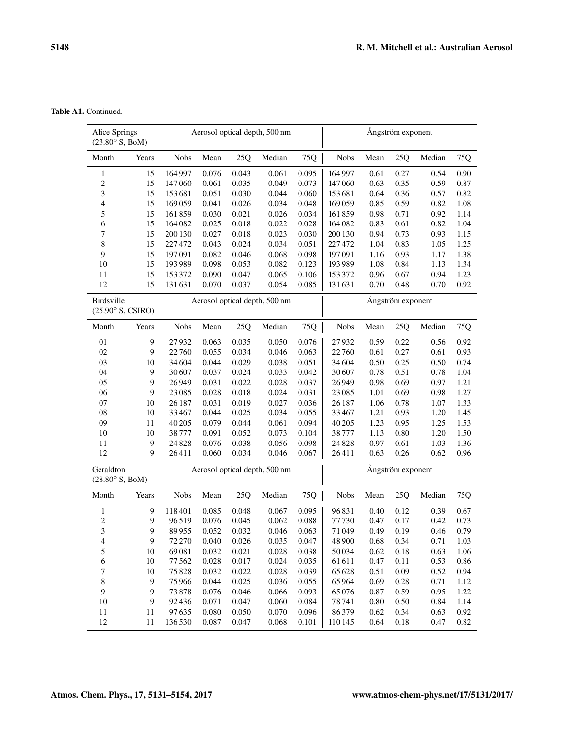**Table A1.** Continued.

| Alice Springs (23.80° S, BoM) | | Aerosol optical depth, 500 nm | | | | | Ångström exponent | | | | |
|---|---|---|---|---|---|---|---|---|---|---|---|
| Month | Years | Nobs | Mean | 25Q | Median | 75Q | Nobs | Mean | 25Q | Median | 75Q |
| 1 | 15 | 164 997 | 0.076 | 0.043 | 0.061 | 0.095 | 164 997 | 0.61 | 0.27 | 0.54 | 0.90 |
| 2 | 15 | 147 060 | 0.061 | 0.035 | 0.049 | 0.073 | 147 060 | 0.63 | 0.35 | 0.59 | 0.87 |
| 3 | 15 | 153 681 | 0.051 | 0.030 | 0.044 | 0.060 | 153 681 | 0.64 | 0.36 | 0.57 | 0.82 |
| 4 | 15 | 169 059 | 0.041 | 0.026 | 0.034 | 0.048 | 169 059 | 0.85 | 0.59 | 0.82 | 1.08 |
| 5 | 15 | 161 859 | 0.030 | 0.021 | 0.026 | 0.034 | 161 859 | 0.98 | 0.71 | 0.92 | 1.14 |
| 6 | 15 | 164 082 | 0.025 | 0.018 | 0.022 | 0.028 | 164 082 | 0.83 | 0.61 | 0.82 | 1.04 |
| 7 | 15 | 200 130 | 0.027 | 0.018 | 0.023 | 0.030 | 200 130 | 0.94 | 0.73 | 0.93 | 1.15 |
| 8 | 15 | 227 472 | 0.043 | 0.024 | 0.034 | 0.051 | 227 472 | 1.04 | 0.83 | 1.05 | 1.25 |
| 9 | 15 | 197 091 | 0.082 | 0.046 | 0.068 | 0.098 | 197 091 | 1.16 | 0.93 | 1.17 | 1.38 |
| 10 | 15 | 193 989 | 0.098 | 0.053 | 0.082 | 0.123 | 193 989 | 1.08 | 0.84 | 1.13 | 1.34 |
| 11 | 15 | 153 372 | 0.090 | 0.047 | 0.065 | 0.106 | 153 372 | 0.96 | 0.67 | 0.94 | 1.23 |
| 12 | 15 | 131 631 | 0.070 | 0.037 | 0.054 | 0.085 | 131 631 | 0.70 | 0.48 | 0.70 | 0.92 |

| Birdsville (25.90° S, CSIRO) | | Aerosol optical depth, 500 nm | | | | | Ångström exponent | | | | |
|---|---|---|---|---|---|---|---|---|---|---|---|
| Month | Years | Nobs | Mean | 25Q | Median | 75Q | Nobs | Mean | 25Q | Median | 75Q |
| 01 | 9 | 27 932 | 0.063 | 0.035 | 0.050 | 0.076 | 27 932 | 0.59 | 0.22 | 0.56 | 0.92 |
| 02 | 9 | 22 760 | 0.055 | 0.034 | 0.046 | 0.063 | 22 760 | 0.61 | 0.27 | 0.61 | 0.93 |
| 03 | 10 | 34 604 | 0.044 | 0.029 | 0.038 | 0.051 | 34 604 | 0.50 | 0.25 | 0.50 | 0.74 |
| 04 | 9 | 30 607 | 0.037 | 0.024 | 0.033 | 0.042 | 30 607 | 0.78 | 0.51 | 0.78 | 1.04 |
| 05 | 9 | 26 949 | 0.031 | 0.022 | 0.028 | 0.037 | 26 949 | 0.98 | 0.69 | 0.97 | 1.21 |
| 06 | 9 | 23 085 | 0.028 | 0.018 | 0.024 | 0.031 | 23 085 | 1.01 | 0.69 | 0.98 | 1.27 |
| 07 | 10 | 26 187 | 0.031 | 0.019 | 0.027 | 0.036 | 26 187 | 1.06 | 0.78 | 1.07 | 1.33 |
| 08 | 10 | 33 467 | 0.044 | 0.025 | 0.034 | 0.055 | 33 467 | 1.21 | 0.93 | 1.20 | 1.45 |
| 09 | 11 | 40 205 | 0.079 | 0.044 | 0.061 | 0.094 | 40 205 | 1.23 | 0.95 | 1.25 | 1.53 |
| 10 | 10 | 38 777 | 0.091 | 0.052 | 0.073 | 0.104 | 38 777 | 1.13 | 0.80 | 1.20 | 1.50 |
| 11 | 9 | 24 828 | 0.076 | 0.038 | 0.056 | 0.098 | 24 828 | 0.97 | 0.61 | 1.03 | 1.36 |
| 12 | 9 | 26 411 | 0.060 | 0.034 | 0.046 | 0.067 | 26 411 | 0.63 | 0.26 | 0.62 | 0.96 |

| Geraldton (28.80° S, BoM) | | Aerosol optical depth, 500 nm | | | | | Ångström exponent | | | | |
|---|---|---|---|---|---|---|---|---|---|---|---|
| Month | Years | Nobs | Mean | 25Q | Median | 75Q | Nobs | Mean | 25Q | Median | 75Q |
| 1 | 9 | 118 401 | 0.085 | 0.048 | 0.067 | 0.095 | 96 831 | 0.40 | 0.12 | 0.39 | 0.67 |
| 2 | 9 | 96 519 | 0.076 | 0.045 | 0.062 | 0.088 | 77 730 | 0.47 | 0.17 | 0.42 | 0.73 |
| 3 | 9 | 89 955 | 0.052 | 0.032 | 0.046 | 0.063 | 71 049 | 0.49 | 0.19 | 0.46 | 0.79 |
| 4 | 9 | 72 270 | 0.040 | 0.026 | 0.035 | 0.047 | 48 900 | 0.68 | 0.34 | 0.71 | 1.03 |
| 5 | 10 | 69 081 | 0.032 | 0.021 | 0.028 | 0.038 | 50 034 | 0.62 | 0.18 | 0.63 | 1.06 |
| 6 | 10 | 77 562 | 0.028 | 0.017 | 0.024 | 0.035 | 61 611 | 0.47 | 0.11 | 0.53 | 0.86 |
| 7 | 10 | 75 828 | 0.032 | 0.022 | 0.028 | 0.039 | 65 628 | 0.51 | 0.09 | 0.52 | 0.94 |
| 8 | 9 | 75 966 | 0.044 | 0.025 | 0.036 | 0.055 | 65 964 | 0.69 | 0.28 | 0.71 | 1.12 |
| 9 | 9 | 73 878 | 0.076 | 0.046 | 0.066 | 0.093 | 65 076 | 0.87 | 0.59 | 0.95 | 1.22 |
| 10 | 9 | 92 436 | 0.071 | 0.047 | 0.060 | 0.084 | 78 741 | 0.80 | 0.50 | 0.84 | 1.14 |
| 11 | 11 | 97 635 | 0.080 | 0.050 | 0.070 | 0.096 | 86 379 | 0.62 | 0.34 | 0.63 | 0.92 |
| 12 | 11 | 136 530 | 0.087 | 0.047 | 0.068 | 0.101 | 110 145 | 0.64 | 0.18 | 0.47 | 0.82 |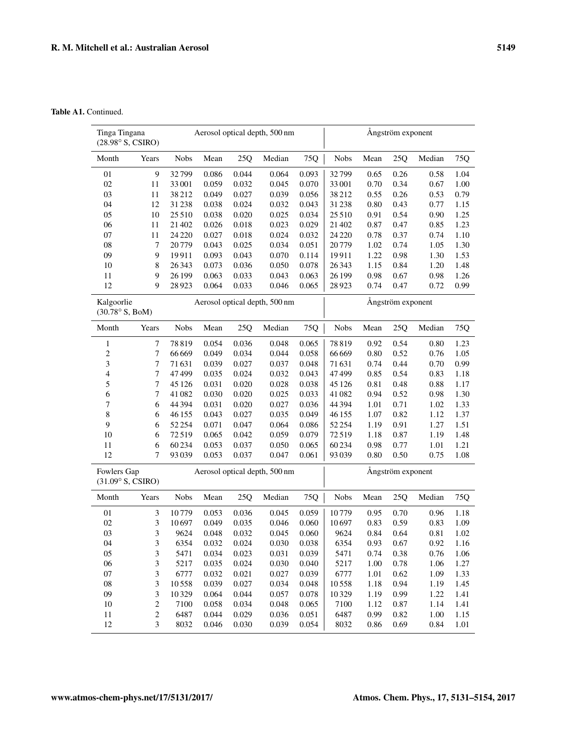**Table A1.** Continued.

| Tinga Tingana (28.98° S, CSIRO) | | Aerosol optical depth, 500 nm | | | | | Ångström exponent | | | | |
|---|---|---|---|---|---|---|---|---|---|---|---|
| Month | Years | Nobs | Mean | 25Q | Median | 75Q | Nobs | Mean | 25Q | Median | 75Q |
| 01 | 9 | 32 799 | 0.086 | 0.044 | 0.064 | 0.093 | 32 799 | 0.65 | 0.26 | 0.58 | 1.04 |
| 02 | 11 | 33 001 | 0.059 | 0.032 | 0.045 | 0.070 | 33 001 | 0.70 | 0.34 | 0.67 | 1.00 |
| 03 | 11 | 38 212 | 0.049 | 0.027 | 0.039 | 0.056 | 38 212 | 0.55 | 0.26 | 0.53 | 0.79 |
| 04 | 12 | 31 238 | 0.038 | 0.024 | 0.032 | 0.043 | 31 238 | 0.80 | 0.43 | 0.77 | 1.15 |
| 05 | 10 | 25 510 | 0.038 | 0.020 | 0.025 | 0.034 | 25 510 | 0.91 | 0.54 | 0.90 | 1.25 |
| 06 | 11 | 21 402 | 0.026 | 0.018 | 0.023 | 0.029 | 21 402 | 0.87 | 0.47 | 0.85 | 1.23 |
| 07 | 11 | 24 220 | 0.027 | 0.018 | 0.024 | 0.032 | 24 220 | 0.78 | 0.37 | 0.74 | 1.10 |
| 08 | 7 | 20 779 | 0.043 | 0.025 | 0.034 | 0.051 | 20 779 | 1.02 | 0.74 | 1.05 | 1.30 |
| 09 | 9 | 19 911 | 0.093 | 0.043 | 0.070 | 0.114 | 19 911 | 1.22 | 0.98 | 1.30 | 1.53 |
| 10 | 8 | 26 343 | 0.073 | 0.036 | 0.050 | 0.078 | 26 343 | 1.15 | 0.84 | 1.20 | 1.48 |
| 11 | 9 | 26 199 | 0.063 | 0.033 | 0.043 | 0.063 | 26 199 | 0.98 | 0.67 | 0.98 | 1.26 |
| 12 | 9 | 28 923 | 0.064 | 0.033 | 0.046 | 0.065 | 28 923 | 0.74 | 0.47 | 0.72 | 0.99 |
| **Kalgoorlie (30.78° S, BoM)** | | **Aerosol optical depth, 500 nm** | | | | | **Ångström exponent** | | | | |
| Month | Years | Nobs | Mean | 25Q | Median | 75Q | Nobs | Mean | 25Q | Median | 75Q |
| 1 | 7 | 78 819 | 0.054 | 0.036 | 0.048 | 0.065 | 78 819 | 0.92 | 0.54 | 0.80 | 1.23 |
| 2 | 7 | 66 669 | 0.049 | 0.034 | 0.044 | 0.058 | 66 669 | 0.80 | 0.52 | 0.76 | 1.05 |
| 3 | 7 | 71 631 | 0.039 | 0.027 | 0.037 | 0.048 | 71 631 | 0.74 | 0.44 | 0.70 | 0.99 |
| 4 | 7 | 47 499 | 0.035 | 0.024 | 0.032 | 0.043 | 47 499 | 0.85 | 0.54 | 0.83 | 1.18 |
| 5 | 7 | 45 126 | 0.031 | 0.020 | 0.028 | 0.038 | 45 126 | 0.81 | 0.48 | 0.88 | 1.17 |
| 6 | 7 | 41 082 | 0.030 | 0.020 | 0.025 | 0.033 | 41 082 | 0.94 | 0.52 | 0.98 | 1.30 |
| 7 | 6 | 44 394 | 0.031 | 0.020 | 0.027 | 0.036 | 44 394 | 1.01 | 0.71 | 1.02 | 1.33 |
| 8 | 6 | 46 155 | 0.043 | 0.027 | 0.035 | 0.049 | 46 155 | 1.07 | 0.82 | 1.12 | 1.37 |
| 9 | 6 | 52 254 | 0.071 | 0.047 | 0.064 | 0.086 | 52 254 | 1.19 | 0.91 | 1.27 | 1.51 |
| 10 | 6 | 72 519 | 0.065 | 0.042 | 0.059 | 0.079 | 72 519 | 1.18 | 0.87 | 1.19 | 1.48 |
| 11 | 6 | 60 234 | 0.053 | 0.037 | 0.050 | 0.065 | 60 234 | 0.98 | 0.77 | 1.01 | 1.21 |
| 12 | 7 | 93 039 | 0.053 | 0.037 | 0.047 | 0.061 | 93 039 | 0.80 | 0.50 | 0.75 | 1.08 |
| **Fowlers Gap (31.09° S, CSIRO)** | | **Aerosol optical depth, 500 nm** | | | | | **Ångström exponent** | | | | |
| Month | Years | Nobs | Mean | 25Q | Median | 75Q | Nobs | Mean | 25Q | Median | 75Q |
| 01 | 3 | 10 779 | 0.053 | 0.036 | 0.045 | 0.059 | 10 779 | 0.95 | 0.70 | 0.96 | 1.18 |
| 02 | 3 | 10 697 | 0.049 | 0.035 | 0.046 | 0.060 | 10 697 | 0.83 | 0.59 | 0.83 | 1.09 |
| 03 | 3 | 9624 | 0.048 | 0.032 | 0.045 | 0.060 | 9624 | 0.84 | 0.64 | 0.81 | 1.02 |
| 04 | 3 | 6354 | 0.032 | 0.024 | 0.030 | 0.038 | 6354 | 0.93 | 0.67 | 0.92 | 1.16 |
| 05 | 3 | 5471 | 0.034 | 0.023 | 0.031 | 0.039 | 5471 | 0.74 | 0.38 | 0.76 | 1.06 |
| 06 | 3 | 5217 | 0.035 | 0.024 | 0.030 | 0.040 | 5217 | 1.00 | 0.78 | 1.06 | 1.27 |
| 07 | 3 | 6777 | 0.032 | 0.021 | 0.027 | 0.039 | 6777 | 1.01 | 0.62 | 1.09 | 1.33 |
| 08 | 3 | 10 558 | 0.039 | 0.027 | 0.034 | 0.048 | 10 558 | 1.18 | 0.94 | 1.19 | 1.45 |
| 09 | 3 | 10 329 | 0.064 | 0.044 | 0.057 | 0.078 | 10 329 | 1.19 | 0.99 | 1.22 | 1.41 |
| 10 | 2 | 7100 | 0.058 | 0.034 | 0.048 | 0.065 | 7100 | 1.12 | 0.87 | 1.14 | 1.41 |
| 11 | 2 | 6487 | 0.044 | 0.029 | 0.036 | 0.051 | 6487 | 0.99 | 0.82 | 1.00 | 1.15 |
| 12 | 3 | 8032 | 0.046 | 0.030 | 0.039 | 0.054 | 8032 | 0.86 | 0.69 | 0.84 | 1.01 |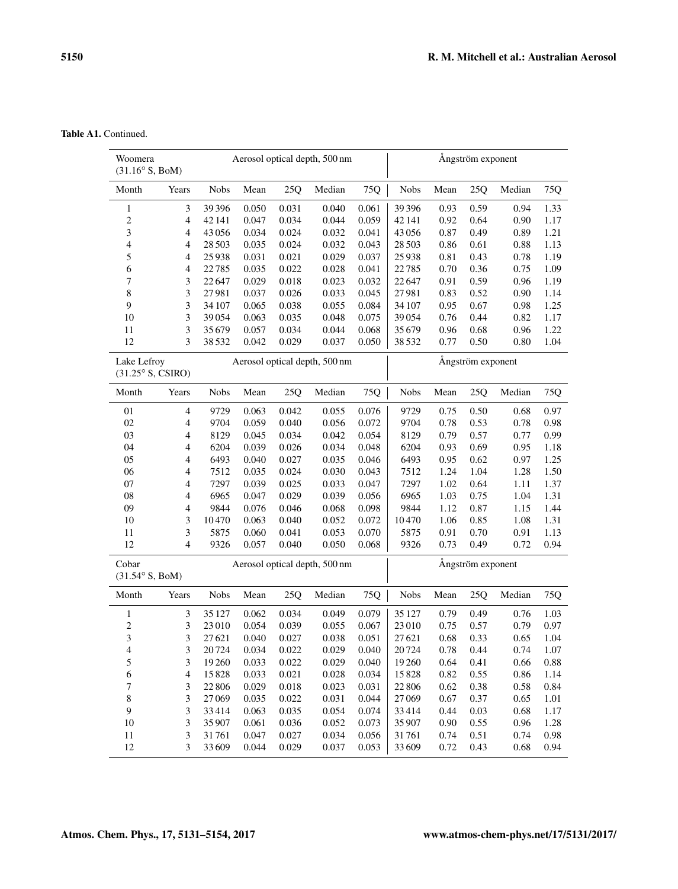**Table A1.** Continued.

| Woomera (31.16° S, BoM) | | Aerosol optical depth, 500 nm | | | | | Ångström exponent | | | | |
|---|---|---|---|---|---|---|---|---|---|---|---|
| Month | Years | Nobs | Mean | 25Q | Median | 75Q | Nobs | Mean | 25Q | Median | 75Q |
| 1 | 3 | 39 396 | 0.050 | 0.031 | 0.040 | 0.061 | 39 396 | 0.93 | 0.59 | 0.94 | 1.33 |
| 2 | 4 | 42 141 | 0.047 | 0.034 | 0.044 | 0.059 | 42 141 | 0.92 | 0.64 | 0.90 | 1.17 |
| 3 | 4 | 43 056 | 0.034 | 0.024 | 0.032 | 0.041 | 43 056 | 0.87 | 0.49 | 0.89 | 1.21 |
| 4 | 4 | 28 503 | 0.035 | 0.024 | 0.032 | 0.043 | 28 503 | 0.86 | 0.61 | 0.88 | 1.13 |
| 5 | 4 | 25 938 | 0.031 | 0.021 | 0.029 | 0.037 | 25 938 | 0.81 | 0.43 | 0.78 | 1.19 |
| 6 | 4 | 22 785 | 0.035 | 0.022 | 0.028 | 0.041 | 22 785 | 0.70 | 0.36 | 0.75 | 1.09 |
| 7 | 3 | 22 647 | 0.029 | 0.018 | 0.023 | 0.032 | 22 647 | 0.91 | 0.59 | 0.96 | 1.19 |
| 8 | 3 | 27 981 | 0.037 | 0.026 | 0.033 | 0.045 | 27 981 | 0.83 | 0.52 | 0.90 | 1.14 |
| 9 | 3 | 34 107 | 0.065 | 0.038 | 0.055 | 0.084 | 34 107 | 0.95 | 0.67 | 0.98 | 1.25 |
| 10 | 3 | 39 054 | 0.063 | 0.035 | 0.048 | 0.075 | 39 054 | 0.76 | 0.44 | 0.82 | 1.17 |
| 11 | 3 | 35 679 | 0.057 | 0.034 | 0.044 | 0.068 | 35 679 | 0.96 | 0.68 | 0.96 | 1.22 |
| 12 | 3 | 38 532 | 0.042 | 0.029 | 0.037 | 0.050 | 38 532 | 0.77 | 0.50 | 0.80 | 1.04 |
| **Lake Lefroy (31.25° S, CSIRO)** | | **Aerosol optical depth, 500 nm** | | | | | **Ångström exponent** | | | | |
| Month | Years | Nobs | Mean | 25Q | Median | 75Q | Nobs | Mean | 25Q | Median | 75Q |
| 01 | 4 | 9729 | 0.063 | 0.042 | 0.055 | 0.076 | 9729 | 0.75 | 0.50 | 0.68 | 0.97 |
| 02 | 4 | 9704 | 0.059 | 0.040 | 0.056 | 0.072 | 9704 | 0.78 | 0.53 | 0.78 | 0.98 |
| 03 | 4 | 8129 | 0.045 | 0.034 | 0.042 | 0.054 | 8129 | 0.79 | 0.57 | 0.77 | 0.99 |
| 04 | 4 | 6204 | 0.039 | 0.026 | 0.034 | 0.048 | 6204 | 0.93 | 0.69 | 0.95 | 1.18 |
| 05 | 4 | 6493 | 0.040 | 0.027 | 0.035 | 0.046 | 6493 | 0.95 | 0.62 | 0.97 | 1.25 |
| 06 | 4 | 7512 | 0.035 | 0.024 | 0.030 | 0.043 | 7512 | 1.24 | 1.04 | 1.28 | 1.50 |
| 07 | 4 | 7297 | 0.039 | 0.025 | 0.033 | 0.047 | 7297 | 1.02 | 0.64 | 1.11 | 1.37 |
| 08 | 4 | 6965 | 0.047 | 0.029 | 0.039 | 0.056 | 6965 | 1.03 | 0.75 | 1.04 | 1.31 |
| 09 | 4 | 9844 | 0.076 | 0.046 | 0.068 | 0.098 | 9844 | 1.12 | 0.87 | 1.15 | 1.44 |
| 10 | 3 | 10 470 | 0.063 | 0.040 | 0.052 | 0.072 | 10 470 | 1.06 | 0.85 | 1.08 | 1.31 |
| 11 | 3 | 5875 | 0.060 | 0.041 | 0.053 | 0.070 | 5875 | 0.91 | 0.70 | 0.91 | 1.13 |
| 12 | 4 | 9326 | 0.057 | 0.040 | 0.050 | 0.068 | 9326 | 0.73 | 0.49 | 0.72 | 0.94 |
| **Cobar (31.54° S, BoM)** | | **Aerosol optical depth, 500 nm** | | | | | **Ångström exponent** | | | | |
| Month | Years | Nobs | Mean | 25Q | Median | 75Q | Nobs | Mean | 25Q | Median | 75Q |
| 1 | 3 | 35 127 | 0.062 | 0.034 | 0.049 | 0.079 | 35 127 | 0.79 | 0.49 | 0.76 | 1.03 |
| 2 | 3 | 23 010 | 0.054 | 0.039 | 0.055 | 0.067 | 23 010 | 0.75 | 0.57 | 0.79 | 0.97 |
| 3 | 3 | 27 621 | 0.040 | 0.027 | 0.038 | 0.051 | 27 621 | 0.68 | 0.33 | 0.65 | 1.04 |
| 4 | 3 | 20 724 | 0.034 | 0.022 | 0.029 | 0.040 | 20 724 | 0.78 | 0.44 | 0.74 | 1.07 |
| 5 | 3 | 19 260 | 0.033 | 0.022 | 0.029 | 0.040 | 19 260 | 0.64 | 0.41 | 0.66 | 0.88 |
| 6 | 4 | 15 828 | 0.033 | 0.021 | 0.028 | 0.034 | 15 828 | 0.82 | 0.55 | 0.86 | 1.14 |
| 7 | 3 | 22 806 | 0.029 | 0.018 | 0.023 | 0.031 | 22 806 | 0.62 | 0.38 | 0.58 | 0.84 |
| 8 | 3 | 27 069 | 0.035 | 0.022 | 0.031 | 0.044 | 27 069 | 0.67 | 0.37 | 0.65 | 1.01 |
| 9 | 3 | 33 414 | 0.063 | 0.035 | 0.054 | 0.074 | 33 414 | 0.44 | 0.03 | 0.68 | 1.17 |
| 10 | 3 | 35 907 | 0.061 | 0.036 | 0.052 | 0.073 | 35 907 | 0.90 | 0.55 | 0.96 | 1.28 |
| 11 | 3 | 31 761 | 0.047 | 0.027 | 0.034 | 0.056 | 31 761 | 0.74 | 0.51 | 0.74 | 0.98 |
| 12 | 3 | 33 609 | 0.044 | 0.029 | 0.037 | 0.053 | 33 609 | 0.72 | 0.43 | 0.68 | 0.94 |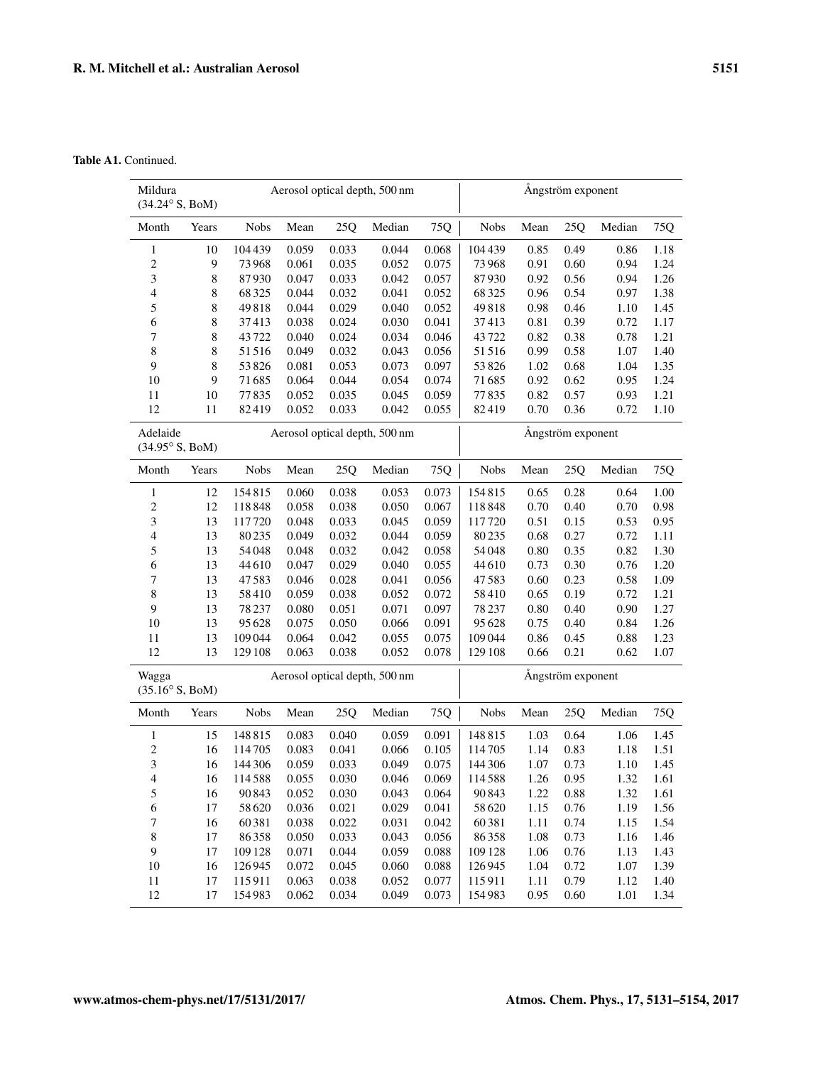**Table A1.** Continued.

| Mildura (34.24° S, BoM) | | Aerosol optical depth, 500 nm | | | | | Ångström exponent | | | | |
|---|---|---|---|---|---|---|---|---|---|---|---|
| Month | Years | Nobs | Mean | 25Q | Median | 75Q | Nobs | Mean | 25Q | Median | 75Q |
| 1 | 10 | 104 439 | 0.059 | 0.033 | 0.044 | 0.068 | 104 439 | 0.85 | 0.49 | 0.86 | 1.18 |
| 2 | 9 | 73 968 | 0.061 | 0.035 | 0.052 | 0.075 | 73 968 | 0.91 | 0.60 | 0.94 | 1.24 |
| 3 | 8 | 87 930 | 0.047 | 0.033 | 0.042 | 0.057 | 87 930 | 0.92 | 0.56 | 0.94 | 1.26 |
| 4 | 8 | 68 325 | 0.044 | 0.032 | 0.041 | 0.052 | 68 325 | 0.96 | 0.54 | 0.97 | 1.38 |
| 5 | 8 | 49 818 | 0.044 | 0.029 | 0.040 | 0.052 | 49 818 | 0.98 | 0.46 | 1.10 | 1.45 |
| 6 | 8 | 37 413 | 0.038 | 0.024 | 0.030 | 0.041 | 37 413 | 0.81 | 0.39 | 0.72 | 1.17 |
| 7 | 8 | 43 722 | 0.040 | 0.024 | 0.034 | 0.046 | 43 722 | 0.82 | 0.38 | 0.78 | 1.21 |
| 8 | 8 | 51 516 | 0.049 | 0.032 | 0.043 | 0.056 | 51 516 | 0.99 | 0.58 | 1.07 | 1.40 |
| 9 | 8 | 53 826 | 0.081 | 0.053 | 0.073 | 0.097 | 53 826 | 1.02 | 0.68 | 1.04 | 1.35 |
| 10 | 9 | 71 685 | 0.064 | 0.044 | 0.054 | 0.074 | 71 685 | 0.92 | 0.62 | 0.95 | 1.24 |
| 11 | 10 | 77 835 | 0.052 | 0.035 | 0.045 | 0.059 | 77 835 | 0.82 | 0.57 | 0.93 | 1.21 |
| 12 | 11 | 82 419 | 0.052 | 0.033 | 0.042 | 0.055 | 82 419 | 0.70 | 0.36 | 0.72 | 1.10 |
| Adelaide (34.95° S, BoM) | | Aerosol optical depth, 500 nm | | | | | Ångström exponent | | | | |
| Month | Years | Nobs | Mean | 25Q | Median | 75Q | Nobs | Mean | 25Q | Median | 75Q |
| 1 | 12 | 154 815 | 0.060 | 0.038 | 0.053 | 0.073 | 154 815 | 0.65 | 0.28 | 0.64 | 1.00 |
| 2 | 12 | 118 848 | 0.058 | 0.038 | 0.050 | 0.067 | 118 848 | 0.70 | 0.40 | 0.70 | 0.98 |
| 3 | 13 | 117 720 | 0.048 | 0.033 | 0.045 | 0.059 | 117 720 | 0.51 | 0.15 | 0.53 | 0.95 |
| 4 | 13 | 80 235 | 0.049 | 0.032 | 0.044 | 0.059 | 80 235 | 0.68 | 0.27 | 0.72 | 1.11 |
| 5 | 13 | 54 048 | 0.048 | 0.032 | 0.042 | 0.058 | 54 048 | 0.80 | 0.35 | 0.82 | 1.30 |
| 6 | 13 | 44 610 | 0.047 | 0.029 | 0.040 | 0.055 | 44 610 | 0.73 | 0.30 | 0.76 | 1.20 |
| 7 | 13 | 47 583 | 0.046 | 0.028 | 0.041 | 0.056 | 47 583 | 0.60 | 0.23 | 0.58 | 1.09 |
| 8 | 13 | 58 410 | 0.059 | 0.038 | 0.052 | 0.072 | 58 410 | 0.65 | 0.19 | 0.72 | 1.21 |
| 9 | 13 | 78 237 | 0.080 | 0.051 | 0.071 | 0.097 | 78 237 | 0.80 | 0.40 | 0.90 | 1.27 |
| 10 | 13 | 95 628 | 0.075 | 0.050 | 0.066 | 0.091 | 95 628 | 0.75 | 0.40 | 0.84 | 1.26 |
| 11 | 13 | 109 044 | 0.064 | 0.042 | 0.055 | 0.075 | 109 044 | 0.86 | 0.45 | 0.88 | 1.23 |
| 12 | 13 | 129 108 | 0.063 | 0.038 | 0.052 | 0.078 | 129 108 | 0.66 | 0.21 | 0.62 | 1.07 |
| Wagga (35.16° S, BoM) | | Aerosol optical depth, 500 nm | | | | | Ångström exponent | | | | |
| Month | Years | Nobs | Mean | 25Q | Median | 75Q | Nobs | Mean | 25Q | Median | 75Q |
| 1 | 15 | 148 815 | 0.083 | 0.040 | 0.059 | 0.091 | 148 815 | 1.03 | 0.64 | 1.06 | 1.45 |
| 2 | 16 | 114 705 | 0.083 | 0.041 | 0.066 | 0.105 | 114 705 | 1.14 | 0.83 | 1.18 | 1.51 |
| 3 | 16 | 144 306 | 0.059 | 0.033 | 0.049 | 0.075 | 144 306 | 1.07 | 0.73 | 1.10 | 1.45 |
| 4 | 16 | 114 588 | 0.055 | 0.030 | 0.046 | 0.069 | 114 588 | 1.26 | 0.95 | 1.32 | 1.61 |
| 5 | 16 | 90 843 | 0.052 | 0.030 | 0.043 | 0.064 | 90 843 | 1.22 | 0.88 | 1.32 | 1.61 |
| 6 | 17 | 58 620 | 0.036 | 0.021 | 0.029 | 0.041 | 58 620 | 1.15 | 0.76 | 1.19 | 1.56 |
| 7 | 16 | 60 381 | 0.038 | 0.022 | 0.031 | 0.042 | 60 381 | 1.11 | 0.74 | 1.15 | 1.54 |
| 8 | 17 | 86 358 | 0.050 | 0.033 | 0.043 | 0.056 | 86 358 | 1.08 | 0.73 | 1.16 | 1.46 |
| 9 | 17 | 109 128 | 0.071 | 0.044 | 0.059 | 0.088 | 109 128 | 1.06 | 0.76 | 1.13 | 1.43 |
| 10 | 16 | 126 945 | 0.072 | 0.045 | 0.060 | 0.088 | 126 945 | 1.04 | 0.72 | 1.07 | 1.39 |
| 11 | 17 | 115 911 | 0.063 | 0.038 | 0.052 | 0.077 | 115 911 | 1.11 | 0.79 | 1.12 | 1.40 |
| 12 | 17 | 154 983 | 0.062 | 0.034 | 0.049 | 0.073 | 154 983 | 0.95 | 0.60 | 1.01 | 1.34 |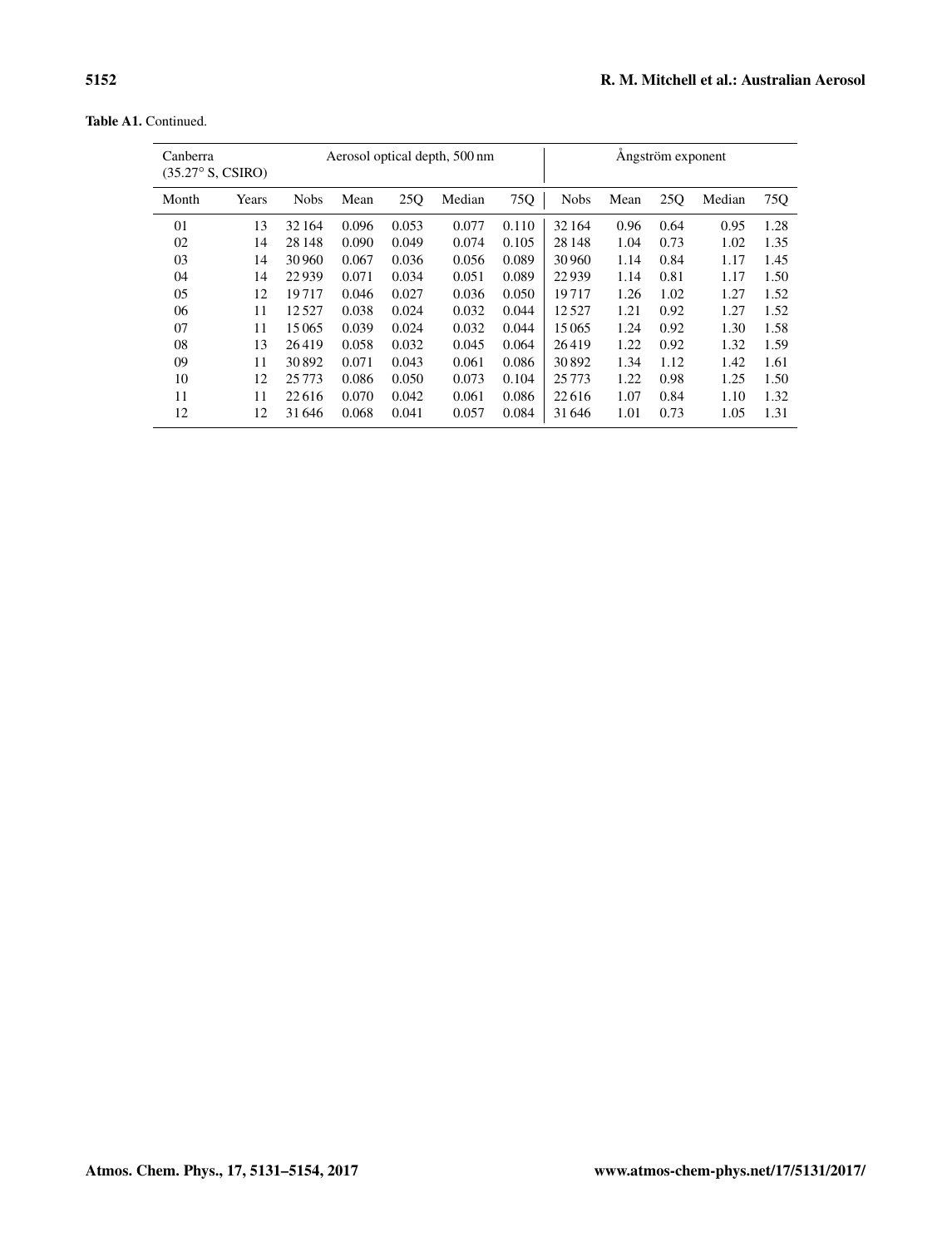**Table A1.** Continued.

| Canberra (35.27° S, CSIRO) | | Aerosol optical depth, 500 nm | | | | | Ångström exponent | | | | |
|---|---|---|---|---|---|---|---|---|---|---|---|
| Month | Years | Nobs | Mean | 25Q | Median | 75Q | Nobs | Mean | 25Q | Median | 75Q |
| 01 | 13 | 32 164 | 0.096 | 0.053 | 0.077 | 0.110 | 32 164 | 0.96 | 0.64 | 0.95 | 1.28 |
| 02 | 14 | 28 148 | 0.090 | 0.049 | 0.074 | 0.105 | 28 148 | 1.04 | 0.73 | 1.02 | 1.35 |
| 03 | 14 | 30 960 | 0.067 | 0.036 | 0.056 | 0.089 | 30 960 | 1.14 | 0.84 | 1.17 | 1.45 |
| 04 | 14 | 22 939 | 0.071 | 0.034 | 0.051 | 0.089 | 22 939 | 1.14 | 0.81 | 1.17 | 1.50 |
| 05 | 12 | 19 717 | 0.046 | 0.027 | 0.036 | 0.050 | 19 717 | 1.26 | 1.02 | 1.27 | 1.52 |
| 06 | 11 | 12 527 | 0.038 | 0.024 | 0.032 | 0.044 | 12 527 | 1.21 | 0.92 | 1.27 | 1.52 |
| 07 | 11 | 15 065 | 0.039 | 0.024 | 0.032 | 0.044 | 15 065 | 1.24 | 0.92 | 1.30 | 1.58 |
| 08 | 13 | 26 419 | 0.058 | 0.032 | 0.045 | 0.064 | 26 419 | 1.22 | 0.92 | 1.32 | 1.59 |
| 09 | 11 | 30 892 | 0.071 | 0.043 | 0.061 | 0.086 | 30 892 | 1.34 | 1.12 | 1.42 | 1.61 |
| 10 | 12 | 25 773 | 0.086 | 0.050 | 0.073 | 0.104 | 25 773 | 1.22 | 0.98 | 1.25 | 1.50 |
| 11 | 11 | 22 616 | 0.070 | 0.042 | 0.061 | 0.086 | 22 616 | 1.07 | 0.84 | 1.10 | 1.32 |
| 12 | 12 | 31 646 | 0.068 | 0.041 | 0.057 | 0.084 | 31 646 | 1.01 | 0.73 | 1.05 | 1.31 |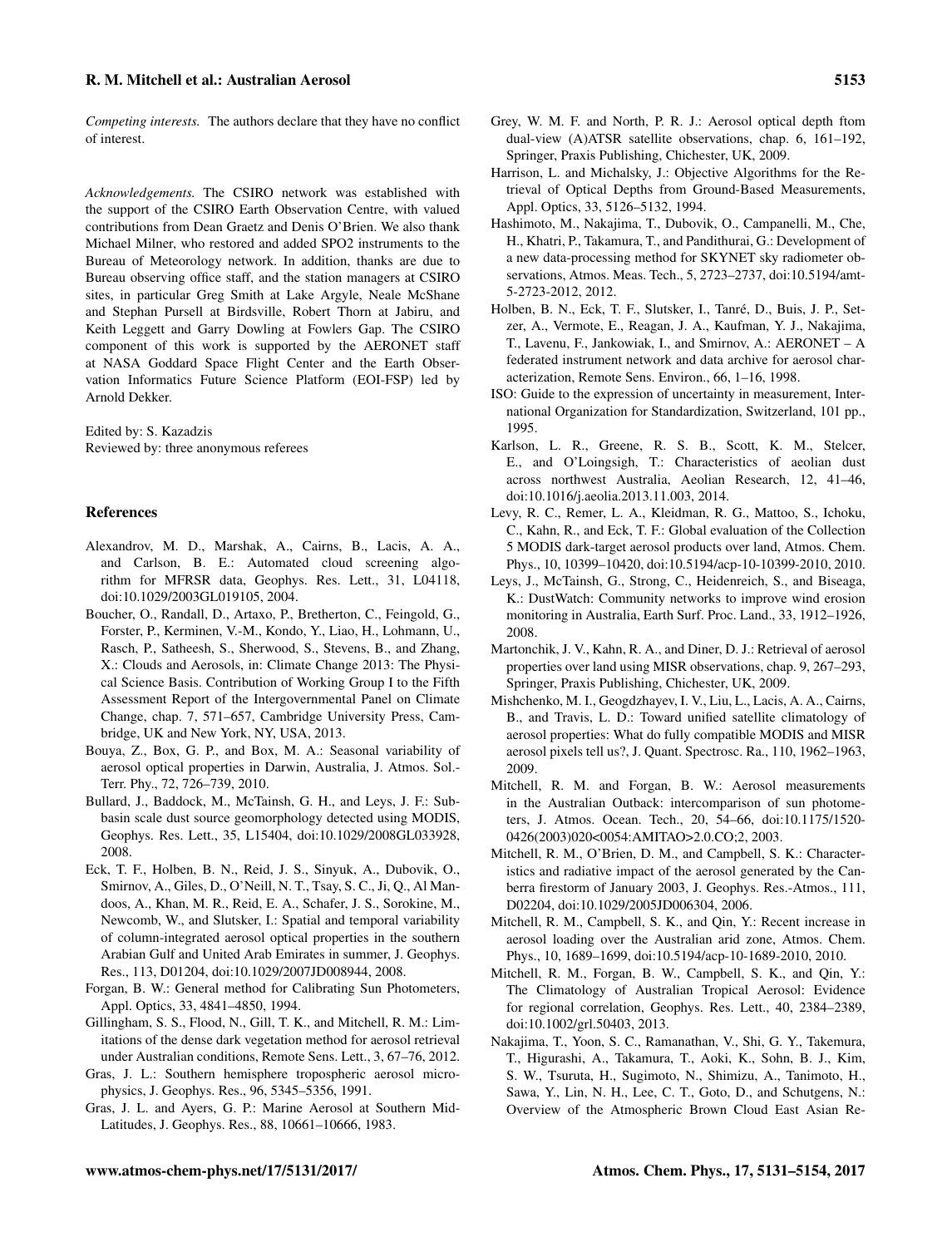*Competing interests.* The authors declare that they have no conflict of interest.

*Acknowledgements.* The CSIRO network was established with the support of the CSIRO Earth Observation Centre, with valued contributions from Dean Graetz and Denis O'Brien. We also thank Michael Milner, who restored and added SPO2 instruments to the Bureau of Meteorology network. In addition, thanks are due to Bureau observing office staff, and the station managers at CSIRO sites, in particular Greg Smith at Lake Argyle, Neale McShane and Stephan Pursell at Birdsville, Robert Thorn at Jabiru, and Keith Leggett and Garry Dowling at Fowlers Gap. The CSIRO component of this work is supported by the AERONET staff at NASA Goddard Space Flight Center and the Earth Observation Informatics Future Science Platform (EOI-FSP) led by Arnold Dekker.

Edited by: S. Kazadzis
Reviewed by: three anonymous referees

## References

Alexandrov, M. D., Marshak, A., Cairns, B., Lacis, A. A., and Carlson, B. E.: Automated cloud screening algorithm for MFRSR data, Geophys. Res. Lett., 31, L04118, doi:10.1029/2003GL019105, 2004.

Boucher, O., Randall, D., Artaxo, P., Bretherton, C., Feingold, G., Forster, P., Kerminen, V.-M., Kondo, Y., Liao, H., Lohmann, U., Rasch, P., Satheesh, S., Sherwood, S., Stevens, B., and Zhang, X.: Clouds and Aerosols, in: Climate Change 2013: The Physical Science Basis. Contribution of Working Group I to the Fifth Assessment Report of the Intergovernmental Panel on Climate Change, chap. 7, 571–657, Cambridge University Press, Cambridge, UK and New York, NY, USA, 2013.

Bouya, Z., Box, G. P., and Box, M. A.: Seasonal variability of aerosol optical properties in Darwin, Australia, J. Atmos. Sol.-Terr. Phy., 72, 726–739, 2010.

Bullard, J., Baddock, M., McTainsh, G. H., and Leys, J. F.: Subbasin scale dust source geomorphology detected using MODIS, Geophys. Res. Lett., 35, L15404, doi:10.1029/2008GL033928, 2008.

Eck, T. F., Holben, B. N., Reid, J. S., Sinyuk, A., Dubovik, O., Smirnov, A., Giles, D., O'Neill, N. T., Tsay, S. C., Ji, Q., Al Mandoos, A., Khan, M. R., Reid, E. A., Schafer, J. S., Sorokine, M., Newcomb, W., and Slutsker, I.: Spatial and temporal variability of column-integrated aerosol optical properties in the southern Arabian Gulf and United Arab Emirates in summer, J. Geophys. Res., 113, D01204, doi:10.1029/2007JD008944, 2008.

Forgan, B. W.: General method for Calibrating Sun Photometers, Appl. Optics, 33, 4841–4850, 1994.

Gillingham, S. S., Flood, N., Gill, T. K., and Mitchell, R. M.: Limitations of the dense dark vegetation method for aerosol retrieval under Australian conditions, Remote Sens. Lett., 3, 67–76, 2012.

Gras, J. L.: Southern hemisphere tropospheric aerosol microphysics, J. Geophys. Res., 96, 5345–5356, 1991.

Gras, J. L. and Ayers, G. P.: Marine Aerosol at Southern Mid-Latitudes, J. Geophys. Res., 88, 10661–10666, 1983.

Grey, W. M. F. and North, P. R. J.: Aerosol optical depth ftom dual-view (A)ATSR satellite observations, chap. 6, 161–192, Springer, Praxis Publishing, Chichester, UK, 2009.

Harrison, L. and Michalsky, J.: Objective Algorithms for the Retrieval of Optical Depths from Ground-Based Measurements, Appl. Optics, 33, 5126–5132, 1994.

Hashimoto, M., Nakajima, T., Dubovik, O., Campanelli, M., Che, H., Khatri, P., Takamura, T., and Pandithurai, G.: Development of a new data-processing method for SKYNET sky radiometer observations, Atmos. Meas. Tech., 5, 2723–2737, doi:10.5194/amt-5-2723-2012, 2012.

Holben, B. N., Eck, T. F., Slutsker, I., Tanré, D., Buis, J. P., Setzer, A., Vermote, E., Reagan, J. A., Kaufman, Y. J., Nakajima, T., Lavenu, F., Jankowiak, I., and Smirnov, A.: AERONET – A federated instrument network and data archive for aerosol characterization, Remote Sens. Environ., 66, 1–16, 1998.

ISO: Guide to the expression of uncertainty in measurement, International Organization for Standardization, Switzerland, 101 pp., 1995.

Karlson, L. R., Greene, R. S. B., Scott, K. M., Stelcer, E., and O'Loingsigh, T.: Characteristics of aeolian dust across northwest Australia, Aeolian Research, 12, 41–46, doi:10.1016/j.aeolia.2013.11.003, 2014.

Levy, R. C., Remer, L. A., Kleidman, R. G., Mattoo, S., Ichoku, C., Kahn, R., and Eck, T. F.: Global evaluation of the Collection 5 MODIS dark-target aerosol products over land, Atmos. Chem. Phys., 10, 10399–10420, doi:10.5194/acp-10-10399-2010, 2010.

Leys, J., McTainsh, G., Strong, C., Heidenreich, S., and Biseaga, K.: DustWatch: Community networks to improve wind erosion monitoring in Australia, Earth Surf. Proc. Land., 33, 1912–1926, 2008.

Martonchik, J. V., Kahn, R. A., and Diner, D. J.: Retrieval of aerosol properties over land using MISR observations, chap. 9, 267–293, Springer, Praxis Publishing, Chichester, UK, 2009.

Mishchenko, M. I., Geogdzhayev, I. V., Liu, L., Lacis, A. A., Cairns, B., and Travis, L. D.: Toward unified satellite climatology of aerosol properties: What do fully compatible MODIS and MISR aerosol pixels tell us?, J. Quant. Spectrosc. Ra., 110, 1962–1963, 2009.

Mitchell, R. M. and Forgan, B. W.: Aerosol measurements in the Australian Outback: intercomparison of sun photometers, J. Atmos. Ocean. Tech., 20, 54–66, doi:10.1175/1520-0426(2003)020<0054:AMITAO>2.0.CO;2, 2003.

Mitchell, R. M., O'Brien, D. M., and Campbell, S. K.: Characteristics and radiative impact of the aerosol generated by the Canberra firestorm of January 2003, J. Geophys. Res.-Atmos., 111, D02204, doi:10.1029/2005JD006304, 2006.

Mitchell, R. M., Campbell, S. K., and Qin, Y.: Recent increase in aerosol loading over the Australian arid zone, Atmos. Chem. Phys., 10, 1689–1699, doi:10.5194/acp-10-1689-2010, 2010.

Mitchell, R. M., Forgan, B. W., Campbell, S. K., and Qin, Y.: The Climatology of Australian Tropical Aerosol: Evidence for regional correlation, Geophys. Res. Lett., 40, 2384–2389, doi:10.1002/grl.50403, 2013.

Nakajima, T., Yoon, S. C., Ramanathan, V., Shi, G. Y., Takemura, T., Higurashi, A., Takamura, T., Aoki, K., Sohn, B. J., Kim, S. W., Tsuruta, H., Sugimoto, N., Shimizu, A., Tanimoto, H., Sawa, Y., Lin, N. H., Lee, C. T., Goto, D., and Schutgens, N.: Overview of the Atmospheric Brown Cloud East Asian Re-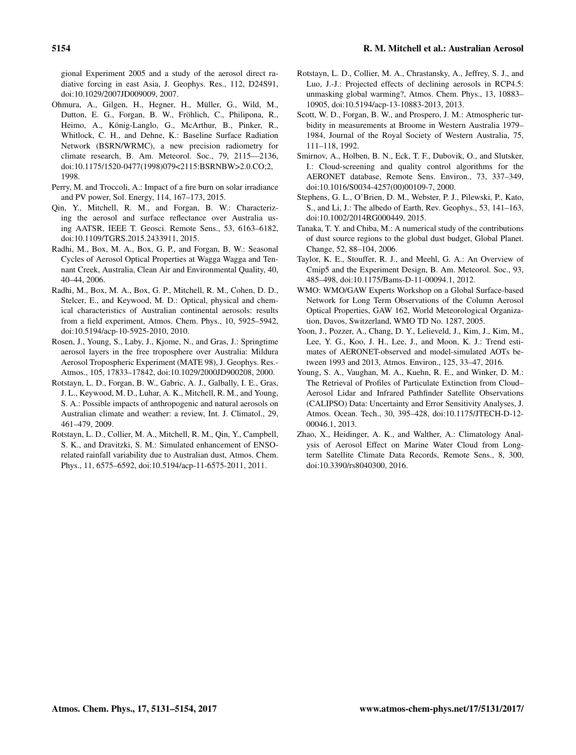gional Experiment 2005 and a study of the aerosol direct radiative forcing in east Asia, J. Geophys. Res., 112, D24S91, doi:10.1029/2007JD009009, 2007.

Ohmura, A., Gilgen, H., Hegner, H., Müller, G., Wild, M., Dutton, E. G., Forgan, B. W., Fröhlich, C., Philipona, R., Heimo, A., König-Langlo, G., McArthur, B., Pinker, R., Whitlock, C. H., and Dehne, K.: Baseline Surface Radiation Network (BSRN/WRMC), a new precision radiometry for climate research, B. Am. Meteorol. Soc., 79, 2115—2136, doi:10.1175/1520-0477(1998)079<2115:BSRNBW>2.0.CO;2, 1998.

Perry, M. and Troccoli, A.: Impact of a fire burn on solar irradiance and PV power, Sol. Energy, 114, 167–173, 2015.

Qin, Y., Mitchell, R. M., and Forgan, B. W.: Characterizing the aerosol and surface reflectance over Australia using AATSR, IEEE T. Geosci. Remote Sens., 53, 6163–6182, doi:10.1109/TGRS.2015.2433911, 2015.

Radhi, M., Box, M. A., Box, G. P., and Forgan, B. W.: Seasonal Cycles of Aerosol Optical Properties at Wagga Wagga and Tennant Creek, Australia, Clean Air and Environmental Quality, 40, 40–44, 2006.

Radhi, M., Box, M. A., Box, G. P., Mitchell, R. M., Cohen, D. D., Stelcer, E., and Keywood, M. D.: Optical, physical and chemical characteristics of Australian continental aerosols: results from a field experiment, Atmos. Chem. Phys., 10, 5925–5942, doi:10.5194/acp-10-5925-2010, 2010.

Rosen, J., Young, S., Laby, J., Kjome, N., and Gras, J.: Springtime aerosol layers in the free troposphere over Australia: Mildura Aerosol Tropospheric Experiment (MATE 98), J. Geophys. Res.-Atmos., 105, 17833–17842, doi:10.1029/2000JD900208, 2000.

Rotstayn, L. D., Forgan, B. W., Gabric, A. J., Galbally, I. E., Gras, J. L., Keywood, M. D., Luhar, A. K., Mitchell, R. M., and Young, S. A.: Possible impacts of anthropogenic and natural aerosols on Australian climate and weather: a review, Int. J. Climatol., 29, 461–479, 2009.

Rotstayn, L. D., Collier, M. A., Mitchell, R. M., Qin, Y., Campbell, S. K., and Dravitzki, S. M.: Simulated enhancement of ENSO-related rainfall variability due to Australian dust, Atmos. Chem. Phys., 11, 6575–6592, doi:10.5194/acp-11-6575-2011, 2011.

Rotstayn, L. D., Collier, M. A., Chrastansky, A., Jeffrey, S. J., and Luo, J.-J.: Projected effects of declining aerosols in RCP4.5: unmasking global warming?, Atmos. Chem. Phys., 13, 10883–10905, doi:10.5194/acp-13-10883-2013, 2013.

Scott, W. D., Forgan, B. W., and Prospero, J. M.: Atmospheric turbidity in measurements at Broome in Western Australia 1979–1984, Journal of the Royal Society of Western Australia, 75, 111–118, 1992.

Smirnov, A., Holben, B. N., Eck, T. F., Dubovik, O., and Slutsker, I.: Cloud-screening and quality control algorithms for the AERONET database, Remote Sens. Environ., 73, 337–349, doi:10.1016/S0034-4257(00)00109-7, 2000.

Stephens, G. L., O'Brien, D. M., Webster, P. J., Pilewski, P., Kato, S., and Li, J.: The albedo of Earth, Rev. Geophys., 53, 141–163, doi:10.1002/2014RG000449, 2015.

Tanaka, T. Y. and Chiba, M.: A numerical study of the contributions of dust source regions to the global dust budget, Global Planet. Change, 52, 88–104, 2006.

Taylor, K. E., Stouffer, R. J., and Meehl, G. A.: An Overview of Cmip5 and the Experiment Design, B. Am. Meteorol. Soc., 93, 485–498, doi:10.1175/Bams-D-11-00094.1, 2012.

WMO: WMO/GAW Experts Workshop on a Global Surface-based Network for Long Term Observations of the Column Aerosol Optical Properties, GAW 162, World Meteorological Organization, Davos, Switzerland, WMO TD No. 1287, 2005.

Yoon, J., Pozzer, A., Chang, D. Y., Lelieveld, J., Kim, J., Kim, M., Lee, Y. G., Koo, J. H., Lee, J., and Moon, K. J.: Trend estimates of AERONET-observed and model-simulated AOTs between 1993 and 2013, Atmos. Environ., 125, 33–47, 2016.

Young, S. A., Vaughan, M. A., Kuehn, R. E., and Winker, D. M.: The Retrieval of Profiles of Particulate Extinction from Cloud–Aerosol Lidar and Infrared Pathfinder Satellite Observations (CALIPSO) Data: Uncertainty and Error Sensitivity Analyses, J. Atmos. Ocean. Tech., 30, 395–428, doi:10.1175/JTECH-D-12-00046.1, 2013.

Zhao, X., Heidinger, A. K., and Walther, A.: Climatology Analysis of Aerosol Effect on Marine Water Cloud from Long-term Satellite Climate Data Records, Remote Sens., 8, 300, doi:10.3390/rs8040300, 2016.